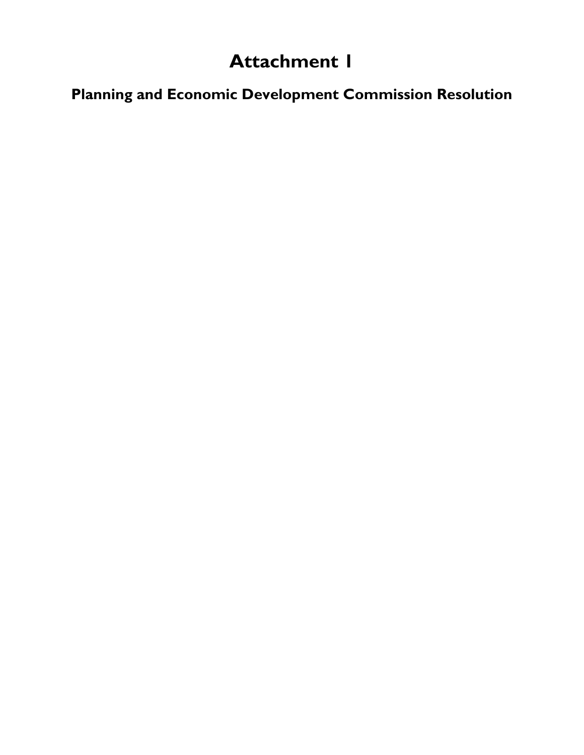# Attachment 1

## Planning and Economic Development Commission Resolution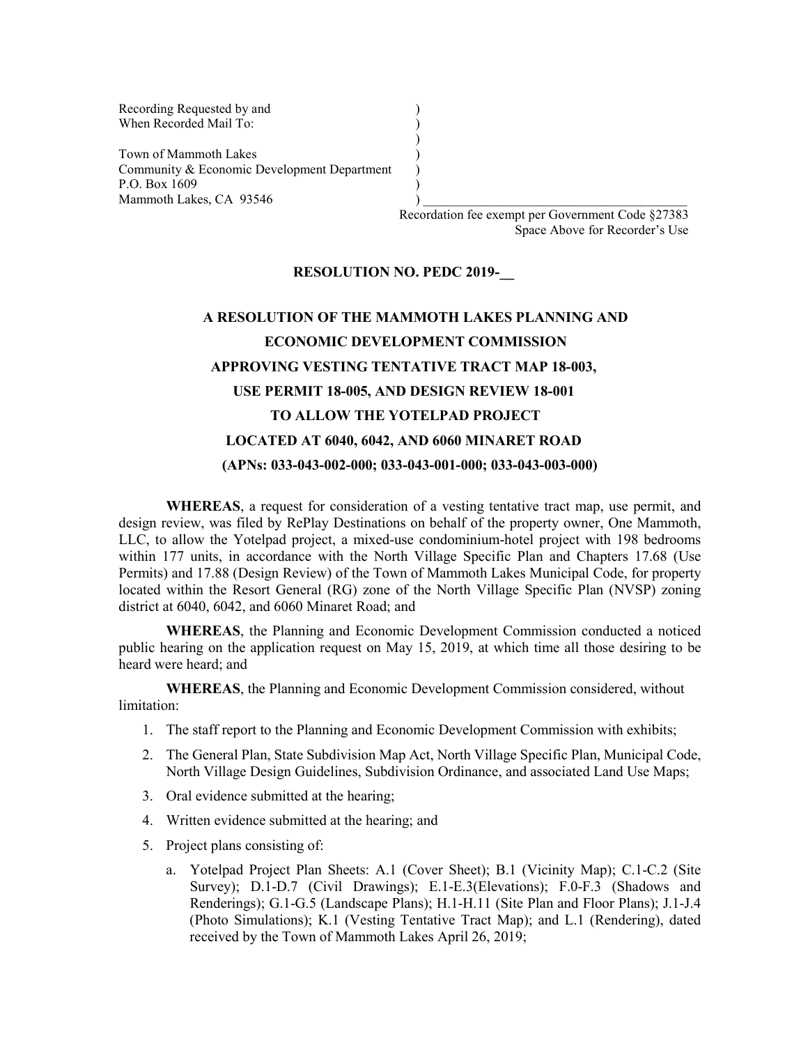Recording Requested by and
When Recorded Mail To:

Town of Mammoth Lakes
Community & Economic Development Department
P.O. Box 1609
Mammoth Lakes, CA 93546

Recordation fee exempt per Government Code §27383
Space Above for Recorder's Use

**RESOLUTION NO. PEDC 2019-__**

**A RESOLUTION OF THE MAMMOTH LAKES PLANNING AND ECONOMIC DEVELOPMENT COMMISSION APPROVING VESTING TENTATIVE TRACT MAP 18-003, USE PERMIT 18-005, AND DESIGN REVIEW 18-001 TO ALLOW THE YOTELPAD PROJECT LOCATED AT 6040, 6042, AND 6060 MINARET ROAD (APNs: 033-043-002-000; 033-043-001-000; 033-043-003-000)**

**WHEREAS**, a request for consideration of a vesting tentative tract map, use permit, and design review, was filed by RePlay Destinations on behalf of the property owner, One Mammoth, LLC, to allow the Yotelpad project, a mixed-use condominium-hotel project with 198 bedrooms within 177 units, in accordance with the North Village Specific Plan and Chapters 17.68 (Use Permits) and 17.88 (Design Review) of the Town of Mammoth Lakes Municipal Code, for property located within the Resort General (RG) zone of the North Village Specific Plan (NVSP) zoning district at 6040, 6042, and 6060 Minaret Road; and

**WHEREAS**, the Planning and Economic Development Commission conducted a noticed public hearing on the application request on May 15, 2019, at which time all those desiring to be heard were heard; and

**WHEREAS**, the Planning and Economic Development Commission considered, without limitation:

1. The staff report to the Planning and Economic Development Commission with exhibits;
2. The General Plan, State Subdivision Map Act, North Village Specific Plan, Municipal Code, North Village Design Guidelines, Subdivision Ordinance, and associated Land Use Maps;
3. Oral evidence submitted at the hearing;
4. Written evidence submitted at the hearing; and
5. Project plans consisting of:
   a. Yotelpad Project Plan Sheets: A.1 (Cover Sheet); B.1 (Vicinity Map); C.1-C.2 (Site Survey); D.1-D.7 (Civil Drawings); E.1-E.3(Elevations); F.0-F.3 (Shadows and Renderings); G.1-G.5 (Landscape Plans); H.1-H.11 (Site Plan and Floor Plans); J.1-J.4 (Photo Simulations); K.1 (Vesting Tentative Tract Map); and L.1 (Rendering), dated received by the Town of Mammoth Lakes April 26, 2019;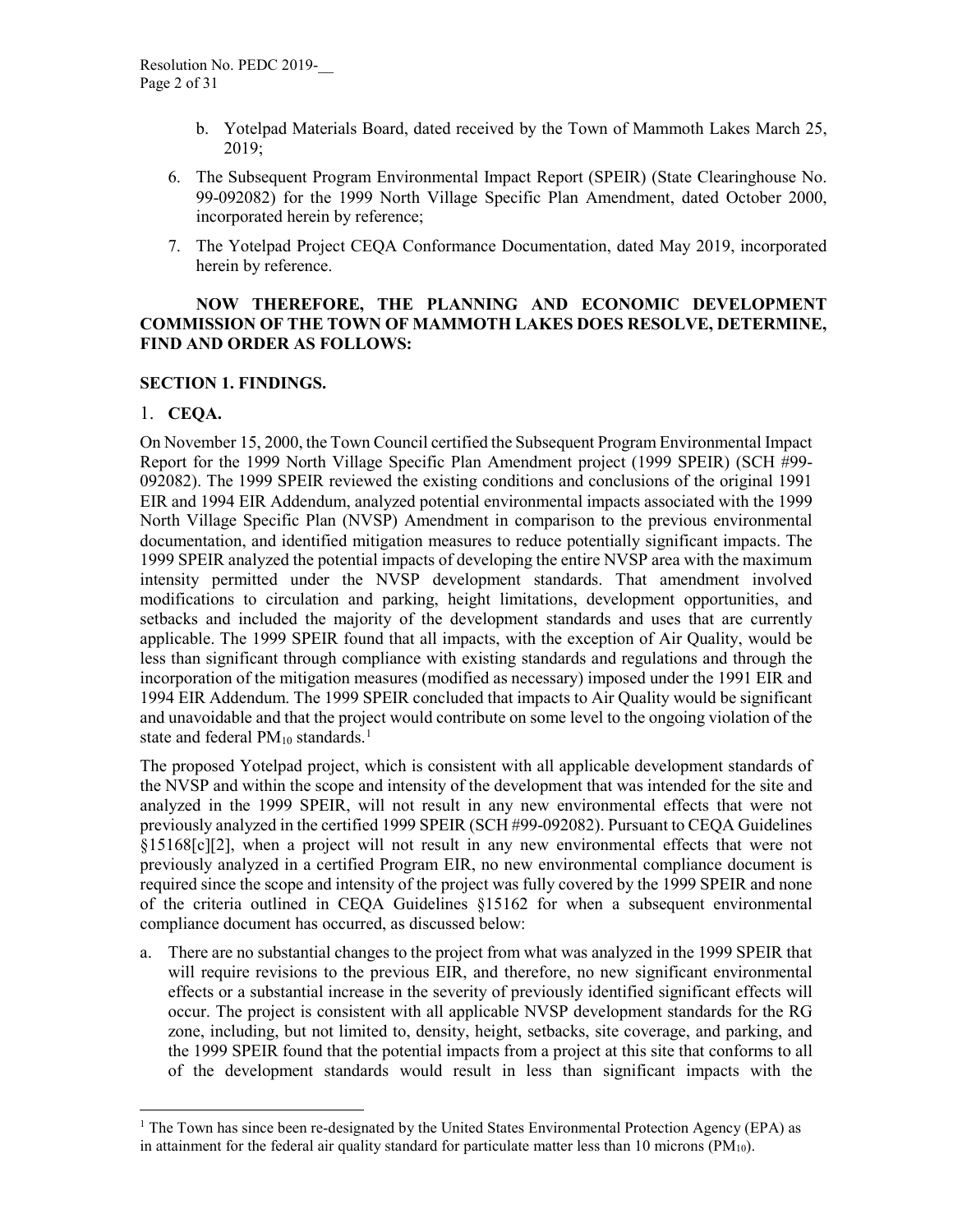b. Yotelpad Materials Board, dated received by the Town of Mammoth Lakes March 25, 2019;

6. The Subsequent Program Environmental Impact Report (SPEIR) (State Clearinghouse No. 99-092082) for the 1999 North Village Specific Plan Amendment, dated October 2000, incorporated herein by reference;

7. The Yotelpad Project CEQA Conformance Documentation, dated May 2019, incorporated herein by reference.

**NOW THEREFORE, THE PLANNING AND ECONOMIC DEVELOPMENT COMMISSION OF THE TOWN OF MAMMOTH LAKES DOES RESOLVE, DETERMINE, FIND AND ORDER AS FOLLOWS:**

**SECTION 1. FINDINGS.**

1. **CEQA.**

On November 15, 2000, the Town Council certified the Subsequent Program Environmental Impact Report for the 1999 North Village Specific Plan Amendment project (1999 SPEIR) (SCH #99-092082). The 1999 SPEIR reviewed the existing conditions and conclusions of the original 1991 EIR and 1994 EIR Addendum, analyzed potential environmental impacts associated with the 1999 North Village Specific Plan (NVSP) Amendment in comparison to the previous environmental documentation, and identified mitigation measures to reduce potentially significant impacts. The 1999 SPEIR analyzed the potential impacts of developing the entire NVSP area with the maximum intensity permitted under the NVSP development standards. That amendment involved modifications to circulation and parking, height limitations, development opportunities, and setbacks and included the majority of the development standards and uses that are currently applicable. The 1999 SPEIR found that all impacts, with the exception of Air Quality, would be less than significant through compliance with existing standards and regulations and through the incorporation of the mitigation measures (modified as necessary) imposed under the 1991 EIR and 1994 EIR Addendum. The 1999 SPEIR concluded that impacts to Air Quality would be significant and unavoidable and that the project would contribute on some level to the ongoing violation of the state and federal $PM_{10}$ standards.[1]

The proposed Yotelpad project, which is consistent with all applicable development standards of the NVSP and within the scope and intensity of the development that was intended for the site and analyzed in the 1999 SPEIR, will not result in any new environmental effects that were not previously analyzed in the certified 1999 SPEIR (SCH #99-092082). Pursuant to CEQA Guidelines §15168[c][2], when a project will not result in any new environmental effects that were not previously analyzed in a certified Program EIR, no new environmental compliance document is required since the scope and intensity of the project was fully covered by the 1999 SPEIR and none of the criteria outlined in CEQA Guidelines §15162 for when a subsequent environmental compliance document has occurred, as discussed below:

a. There are no substantial changes to the project from what was analyzed in the 1999 SPEIR that will require revisions to the previous EIR, and therefore, no new significant environmental effects or a substantial increase in the severity of previously identified significant effects will occur. The project is consistent with all applicable NVSP development standards for the RG zone, including, but not limited to, density, height, setbacks, site coverage, and parking, and the 1999 SPEIR found that the potential impacts from a project at this site that conforms to all of the development standards would result in less than significant impacts with the

[1] The Town has since been re-designated by the United States Environmental Protection Agency (EPA) as in attainment for the federal air quality standard for particulate matter less than 10 microns ($PM_{10}$).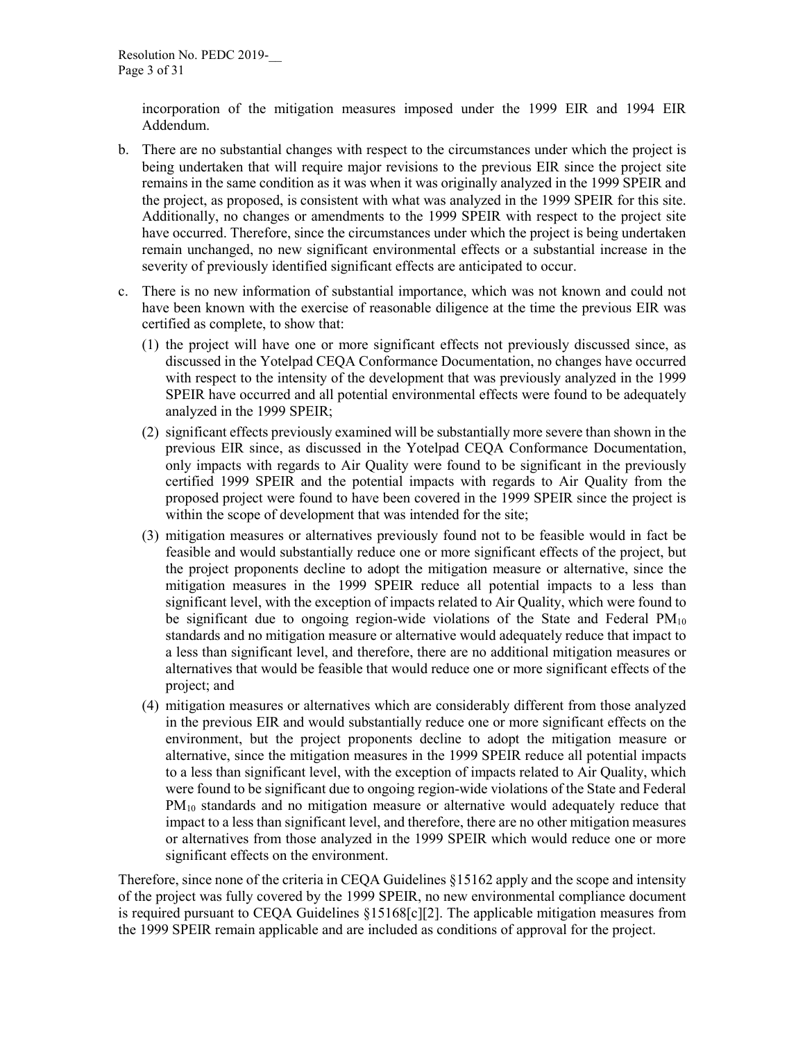incorporation of the mitigation measures imposed under the 1999 EIR and 1994 EIR Addendum.

b. There are no substantial changes with respect to the circumstances under which the project is being undertaken that will require major revisions to the previous EIR since the project site remains in the same condition as it was when it was originally analyzed in the 1999 SPEIR and the project, as proposed, is consistent with what was analyzed in the 1999 SPEIR for this site. Additionally, no changes or amendments to the 1999 SPEIR with respect to the project site have occurred. Therefore, since the circumstances under which the project is being undertaken remain unchanged, no new significant environmental effects or a substantial increase in the severity of previously identified significant effects are anticipated to occur.

c. There is no new information of substantial importance, which was not known and could not have been known with the exercise of reasonable diligence at the time the previous EIR was certified as complete, to show that:

   (1) the project will have one or more significant effects not previously discussed since, as discussed in the Yotelpad CEQA Conformance Documentation, no changes have occurred with respect to the intensity of the development that was previously analyzed in the 1999 SPEIR have occurred and all potential environmental effects were found to be adequately analyzed in the 1999 SPEIR;

   (2) significant effects previously examined will be substantially more severe than shown in the previous EIR since, as discussed in the Yotelpad CEQA Conformance Documentation, only impacts with regards to Air Quality were found to be significant in the previously certified 1999 SPEIR and the potential impacts with regards to Air Quality from the proposed project were found to have been covered in the 1999 SPEIR since the project is within the scope of development that was intended for the site;

   (3) mitigation measures or alternatives previously found not to be feasible would in fact be feasible and would substantially reduce one or more significant effects of the project, but the project proponents decline to adopt the mitigation measure or alternative, since the mitigation measures in the 1999 SPEIR reduce all potential impacts to a less than significant level, with the exception of impacts related to Air Quality, which were found to be significant due to ongoing region-wide violations of the State and Federal $PM_{10}$ standards and no mitigation measure or alternative would adequately reduce that impact to a less than significant level, and therefore, there are no additional mitigation measures or alternatives that would be feasible that would reduce one or more significant effects of the project; and

   (4) mitigation measures or alternatives which are considerably different from those analyzed in the previous EIR and would substantially reduce one or more significant effects on the environment, but the project proponents decline to adopt the mitigation measure or alternative, since the mitigation measures in the 1999 SPEIR reduce all potential impacts to a less than significant level, with the exception of impacts related to Air Quality, which were found to be significant due to ongoing region-wide violations of the State and Federal $PM_{10}$ standards and no mitigation measure or alternative would adequately reduce that impact to a less than significant level, and therefore, there are no other mitigation measures or alternatives from those analyzed in the 1999 SPEIR which would reduce one or more significant effects on the environment.

Therefore, since none of the criteria in CEQA Guidelines §15162 apply and the scope and intensity of the project was fully covered by the 1999 SPEIR, no new environmental compliance document is required pursuant to CEQA Guidelines §15168[c][2]. The applicable mitigation measures from the 1999 SPEIR remain applicable and are included as conditions of approval for the project.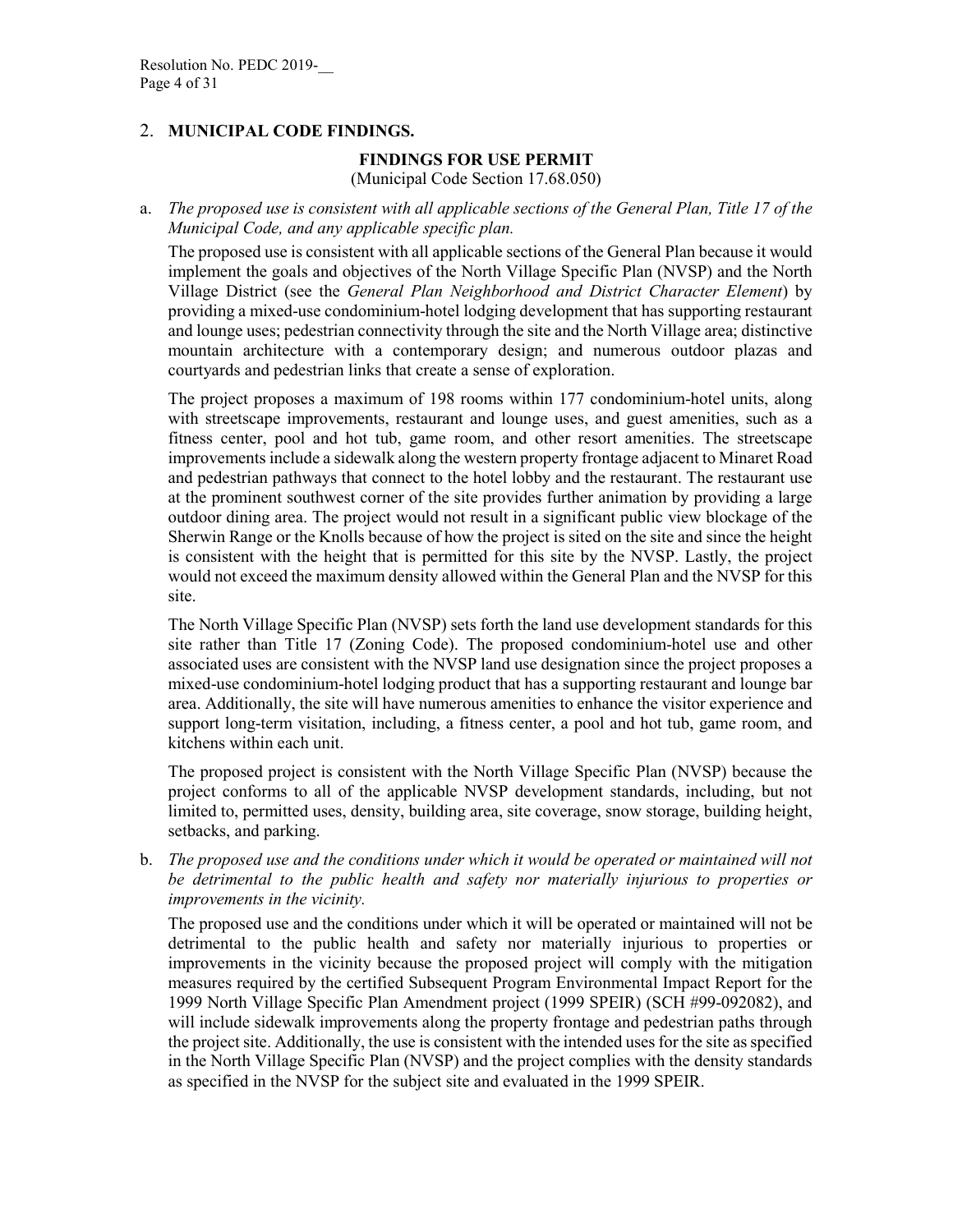## 2. MUNICIPAL CODE FINDINGS.

### FINDINGS FOR USE PERMIT

(Municipal Code Section 17.68.050)

a. *The proposed use is consistent with all applicable sections of the General Plan, Title 17 of the Municipal Code, and any applicable specific plan.*

The proposed use is consistent with all applicable sections of the General Plan because it would implement the goals and objectives of the North Village Specific Plan (NVSP) and the North Village District (see the *General Plan Neighborhood and District Character Element*) by providing a mixed-use condominium-hotel lodging development that has supporting restaurant and lounge uses; pedestrian connectivity through the site and the North Village area; distinctive mountain architecture with a contemporary design; and numerous outdoor plazas and courtyards and pedestrian links that create a sense of exploration.

The project proposes a maximum of 198 rooms within 177 condominium-hotel units, along with streetscape improvements, restaurant and lounge uses, and guest amenities, such as a fitness center, pool and hot tub, game room, and other resort amenities. The streetscape improvements include a sidewalk along the western property frontage adjacent to Minaret Road and pedestrian pathways that connect to the hotel lobby and the restaurant. The restaurant use at the prominent southwest corner of the site provides further animation by providing a large outdoor dining area. The project would not result in a significant public view blockage of the Sherwin Range or the Knolls because of how the project is sited on the site and since the height is consistent with the height that is permitted for this site by the NVSP. Lastly, the project would not exceed the maximum density allowed within the General Plan and the NVSP for this site.

The North Village Specific Plan (NVSP) sets forth the land use development standards for this site rather than Title 17 (Zoning Code). The proposed condominium-hotel use and other associated uses are consistent with the NVSP land use designation since the project proposes a mixed-use condominium-hotel lodging product that has a supporting restaurant and lounge bar area. Additionally, the site will have numerous amenities to enhance the visitor experience and support long-term visitation, including, a fitness center, a pool and hot tub, game room, and kitchens within each unit.

The proposed project is consistent with the North Village Specific Plan (NVSP) because the project conforms to all of the applicable NVSP development standards, including, but not limited to, permitted uses, density, building area, site coverage, snow storage, building height, setbacks, and parking.

b. *The proposed use and the conditions under which it would be operated or maintained will not be detrimental to the public health and safety nor materially injurious to properties or improvements in the vicinity.*

The proposed use and the conditions under which it will be operated or maintained will not be detrimental to the public health and safety nor materially injurious to properties or improvements in the vicinity because the proposed project will comply with the mitigation measures required by the certified Subsequent Program Environmental Impact Report for the 1999 North Village Specific Plan Amendment project (1999 SPEIR) (SCH #99-092082), and will include sidewalk improvements along the property frontage and pedestrian paths through the project site. Additionally, the use is consistent with the intended uses for the site as specified in the North Village Specific Plan (NVSP) and the project complies with the density standards as specified in the NVSP for the subject site and evaluated in the 1999 SPEIR.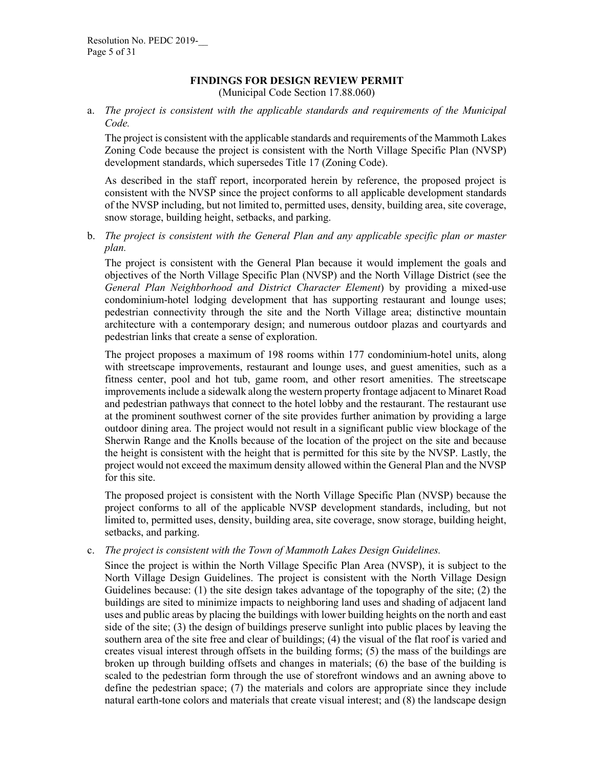## FINDINGS FOR DESIGN REVIEW PERMIT

(Municipal Code Section 17.88.060)

a. *The project is consistent with the applicable standards and requirements of the Municipal Code.*

   The project is consistent with the applicable standards and requirements of the Mammoth Lakes Zoning Code because the project is consistent with the North Village Specific Plan (NVSP) development standards, which supersedes Title 17 (Zoning Code).

   As described in the staff report, incorporated herein by reference, the proposed project is consistent with the NVSP since the project conforms to all applicable development standards of the NVSP including, but not limited to, permitted uses, density, building area, site coverage, snow storage, building height, setbacks, and parking.

b. *The project is consistent with the General Plan and any applicable specific plan or master plan.*

   The project is consistent with the General Plan because it would implement the goals and objectives of the North Village Specific Plan (NVSP) and the North Village District (see the *General Plan Neighborhood and District Character Element*) by providing a mixed-use condominium-hotel lodging development that has supporting restaurant and lounge uses; pedestrian connectivity through the site and the North Village area; distinctive mountain architecture with a contemporary design; and numerous outdoor plazas and courtyards and pedestrian links that create a sense of exploration.

   The project proposes a maximum of 198 rooms within 177 condominium-hotel units, along with streetscape improvements, restaurant and lounge uses, and guest amenities, such as a fitness center, pool and hot tub, game room, and other resort amenities. The streetscape improvements include a sidewalk along the western property frontage adjacent to Minaret Road and pedestrian pathways that connect to the hotel lobby and the restaurant. The restaurant use at the prominent southwest corner of the site provides further animation by providing a large outdoor dining area. The project would not result in a significant public view blockage of the Sherwin Range and the Knolls because of the location of the project on the site and because the height is consistent with the height that is permitted for this site by the NVSP. Lastly, the project would not exceed the maximum density allowed within the General Plan and the NVSP for this site.

   The proposed project is consistent with the North Village Specific Plan (NVSP) because the project conforms to all of the applicable NVSP development standards, including, but not limited to, permitted uses, density, building area, site coverage, snow storage, building height, setbacks, and parking.

c. *The project is consistent with the Town of Mammoth Lakes Design Guidelines.*

   Since the project is within the North Village Specific Plan Area (NVSP), it is subject to the North Village Design Guidelines. The project is consistent with the North Village Design Guidelines because: (1) the site design takes advantage of the topography of the site; (2) the buildings are sited to minimize impacts to neighboring land uses and shading of adjacent land uses and public areas by placing the buildings with lower building heights on the north and east side of the site; (3) the design of buildings preserve sunlight into public places by leaving the southern area of the site free and clear of buildings; (4) the visual of the flat roof is varied and creates visual interest through offsets in the building forms; (5) the mass of the buildings are broken up through building offsets and changes in materials; (6) the base of the building is scaled to the pedestrian form through the use of storefront windows and an awning above to define the pedestrian space; (7) the materials and colors are appropriate since they include natural earth-tone colors and materials that create visual interest; and (8) the landscape design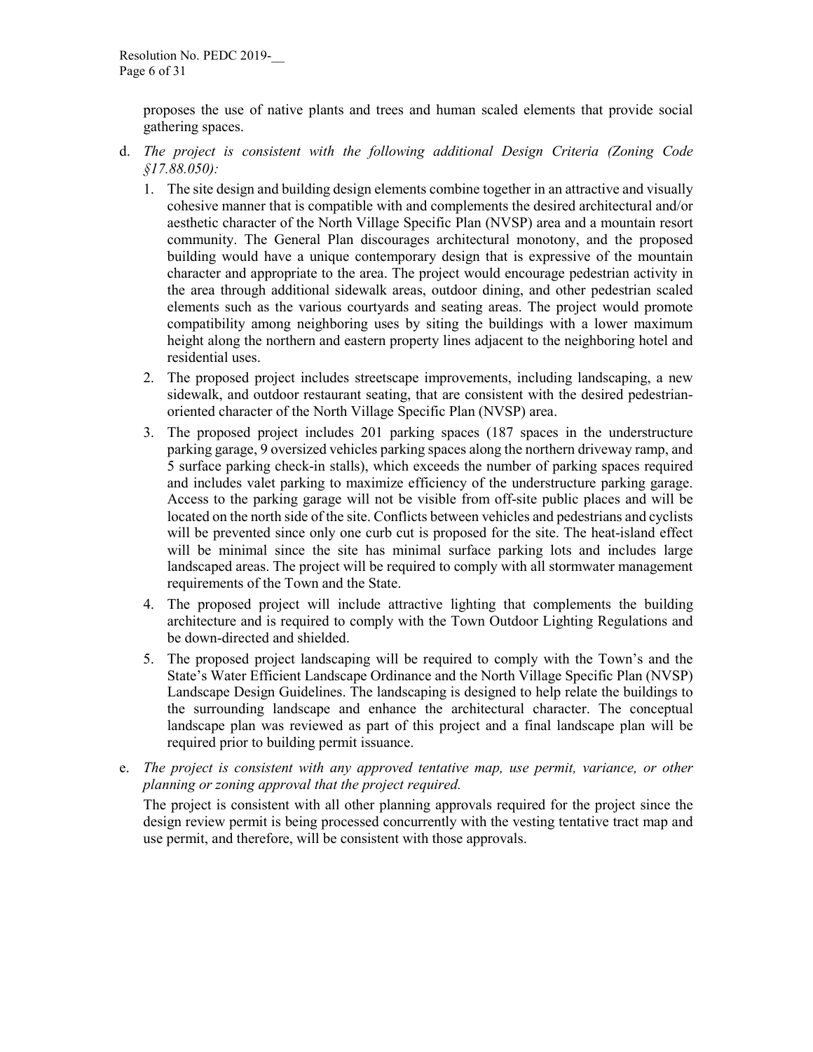proposes the use of native plants and trees and human scaled elements that provide social gathering spaces.

d. *The project is consistent with the following additional Design Criteria (Zoning Code §17.88.050):*

   1. The site design and building design elements combine together in an attractive and visually cohesive manner that is compatible with and complements the desired architectural and/or aesthetic character of the North Village Specific Plan (NVSP) area and a mountain resort community. The General Plan discourages architectural monotony, and the proposed building would have a unique contemporary design that is expressive of the mountain character and appropriate to the area. The project would encourage pedestrian activity in the area through additional sidewalk areas, outdoor dining, and other pedestrian scaled elements such as the various courtyards and seating areas. The project would promote compatibility among neighboring uses by siting the buildings with a lower maximum height along the northern and eastern property lines adjacent to the neighboring hotel and residential uses.
   2. The proposed project includes streetscape improvements, including landscaping, a new sidewalk, and outdoor restaurant seating, that are consistent with the desired pedestrian-oriented character of the North Village Specific Plan (NVSP) area.
   3. The proposed project includes 201 parking spaces (187 spaces in the understructure parking garage, 9 oversized vehicles parking spaces along the northern driveway ramp, and 5 surface parking check-in stalls), which exceeds the number of parking spaces required and includes valet parking to maximize efficiency of the understructure parking garage. Access to the parking garage will not be visible from off-site public places and will be located on the north side of the site. Conflicts between vehicles and pedestrians and cyclists will be prevented since only one curb cut is proposed for the site. The heat-island effect will be minimal since the site has minimal surface parking lots and includes large landscaped areas. The project will be required to comply with all stormwater management requirements of the Town and the State.
   4. The proposed project will include attractive lighting that complements the building architecture and is required to comply with the Town Outdoor Lighting Regulations and be down-directed and shielded.
   5. The proposed project landscaping will be required to comply with the Town's and the State's Water Efficient Landscape Ordinance and the North Village Specific Plan (NVSP) Landscape Design Guidelines. The landscaping is designed to help relate the buildings to the surrounding landscape and enhance the architectural character. The conceptual landscape plan was reviewed as part of this project and a final landscape plan will be required prior to building permit issuance.

e. *The project is consistent with any approved tentative map, use permit, variance, or other planning or zoning approval that the project required.*

   The project is consistent with all other planning approvals required for the project since the design review permit is being processed concurrently with the vesting tentative tract map and use permit, and therefore, will be consistent with those approvals.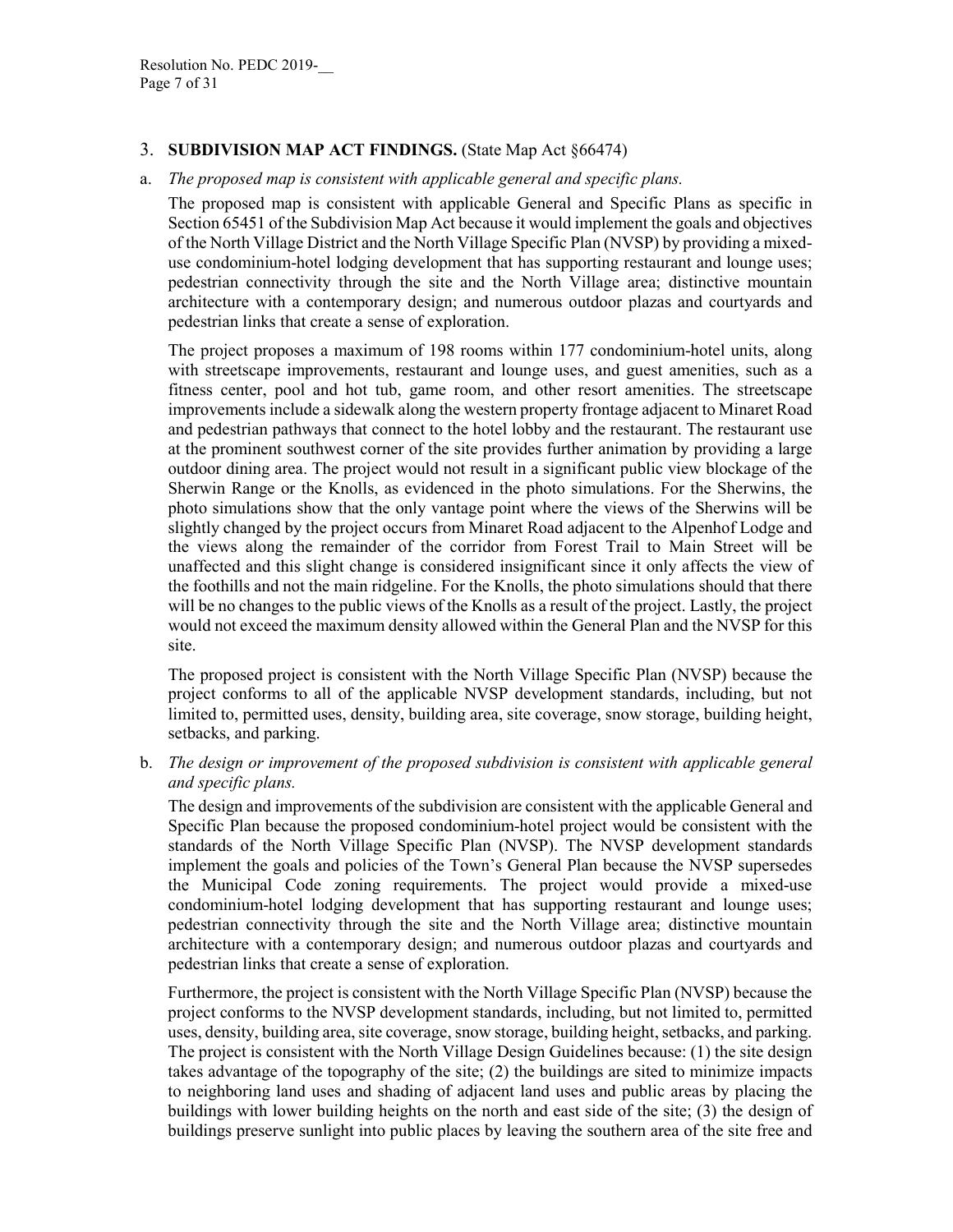## 3. **SUBDIVISION MAP ACT FINDINGS.** (State Map Act §66474)

a. *The proposed map is consistent with applicable general and specific plans.*

The proposed map is consistent with applicable General and Specific Plans as specific in Section 65451 of the Subdivision Map Act because it would implement the goals and objectives of the North Village District and the North Village Specific Plan (NVSP) by providing a mixed-use condominium-hotel lodging development that has supporting restaurant and lounge uses; pedestrian connectivity through the site and the North Village area; distinctive mountain architecture with a contemporary design; and numerous outdoor plazas and courtyards and pedestrian links that create a sense of exploration.

The project proposes a maximum of 198 rooms within 177 condominium-hotel units, along with streetscape improvements, restaurant and lounge uses, and guest amenities, such as a fitness center, pool and hot tub, game room, and other resort amenities. The streetscape improvements include a sidewalk along the western property frontage adjacent to Minaret Road and pedestrian pathways that connect to the hotel lobby and the restaurant. The restaurant use at the prominent southwest corner of the site provides further animation by providing a large outdoor dining area. The project would not result in a significant public view blockage of the Sherwin Range or the Knolls, as evidenced in the photo simulations. For the Sherwins, the photo simulations show that the only vantage point where the views of the Sherwins will be slightly changed by the project occurs from Minaret Road adjacent to the Alpenhof Lodge and the views along the remainder of the corridor from Forest Trail to Main Street will be unaffected and this slight change is considered insignificant since it only affects the view of the foothills and not the main ridgeline. For the Knolls, the photo simulations should that there will be no changes to the public views of the Knolls as a result of the project. Lastly, the project would not exceed the maximum density allowed within the General Plan and the NVSP for this site.

The proposed project is consistent with the North Village Specific Plan (NVSP) because the project conforms to all of the applicable NVSP development standards, including, but not limited to, permitted uses, density, building area, site coverage, snow storage, building height, setbacks, and parking.

b. *The design or improvement of the proposed subdivision is consistent with applicable general and specific plans.*

The design and improvements of the subdivision are consistent with the applicable General and Specific Plan because the proposed condominium-hotel project would be consistent with the standards of the North Village Specific Plan (NVSP). The NVSP development standards implement the goals and policies of the Town's General Plan because the NVSP supersedes the Municipal Code zoning requirements. The project would provide a mixed-use condominium-hotel lodging development that has supporting restaurant and lounge uses; pedestrian connectivity through the site and the North Village area; distinctive mountain architecture with a contemporary design; and numerous outdoor plazas and courtyards and pedestrian links that create a sense of exploration.

Furthermore, the project is consistent with the North Village Specific Plan (NVSP) because the project conforms to the NVSP development standards, including, but not limited to, permitted uses, density, building area, site coverage, snow storage, building height, setbacks, and parking. The project is consistent with the North Village Design Guidelines because: (1) the site design takes advantage of the topography of the site; (2) the buildings are sited to minimize impacts to neighboring land uses and shading of adjacent land uses and public areas by placing the buildings with lower building heights on the north and east side of the site; (3) the design of buildings preserve sunlight into public places by leaving the southern area of the site free and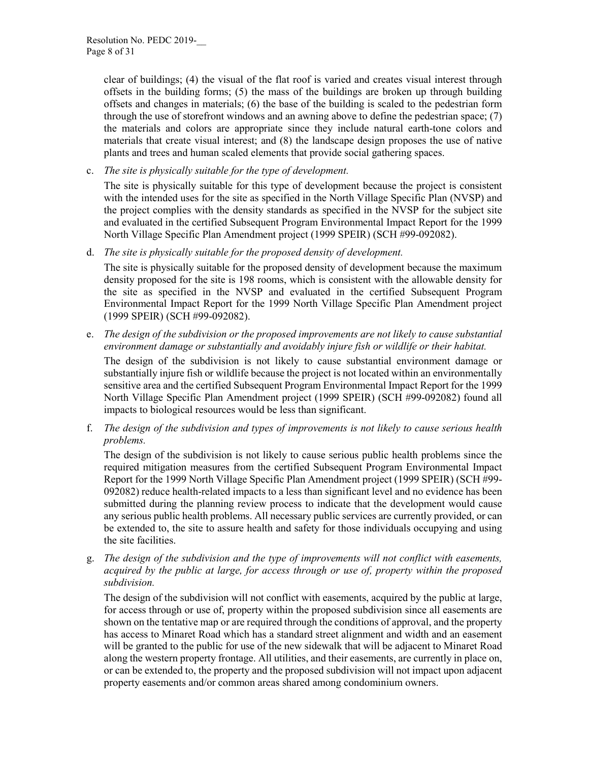clear of buildings; (4) the visual of the flat roof is varied and creates visual interest through offsets in the building forms; (5) the mass of the buildings are broken up through building offsets and changes in materials; (6) the base of the building is scaled to the pedestrian form through the use of storefront windows and an awning above to define the pedestrian space; (7) the materials and colors are appropriate since they include natural earth-tone colors and materials that create visual interest; and (8) the landscape design proposes the use of native plants and trees and human scaled elements that provide social gathering spaces.

c. *The site is physically suitable for the type of development.*

   The site is physically suitable for this type of development because the project is consistent with the intended uses for the site as specified in the North Village Specific Plan (NVSP) and the project complies with the density standards as specified in the NVSP for the subject site and evaluated in the certified Subsequent Program Environmental Impact Report for the 1999 North Village Specific Plan Amendment project (1999 SPEIR) (SCH #99-092082).

d. *The site is physically suitable for the proposed density of development.*

   The site is physically suitable for the proposed density of development because the maximum density proposed for the site is 198 rooms, which is consistent with the allowable density for the site as specified in the NVSP and evaluated in the certified Subsequent Program Environmental Impact Report for the 1999 North Village Specific Plan Amendment project (1999 SPEIR) (SCH #99-092082).

e. *The design of the subdivision or the proposed improvements are not likely to cause substantial environment damage or substantially and avoidably injure fish or wildlife or their habitat.*

   The design of the subdivision is not likely to cause substantial environment damage or substantially injure fish or wildlife because the project is not located within an environmentally sensitive area and the certified Subsequent Program Environmental Impact Report for the 1999 North Village Specific Plan Amendment project (1999 SPEIR) (SCH #99-092082) found all impacts to biological resources would be less than significant.

f. *The design of the subdivision and types of improvements is not likely to cause serious health problems.*

   The design of the subdivision is not likely to cause serious public health problems since the required mitigation measures from the certified Subsequent Program Environmental Impact Report for the 1999 North Village Specific Plan Amendment project (1999 SPEIR) (SCH #99-092082) reduce health-related impacts to a less than significant level and no evidence has been submitted during the planning review process to indicate that the development would cause any serious public health problems. All necessary public services are currently provided, or can be extended to, the site to assure health and safety for those individuals occupying and using the site facilities.

g. *The design of the subdivision and the type of improvements will not conflict with easements, acquired by the public at large, for access through or use of, property within the proposed subdivision.*

   The design of the subdivision will not conflict with easements, acquired by the public at large, for access through or use of, property within the proposed subdivision since all easements are shown on the tentative map or are required through the conditions of approval, and the property has access to Minaret Road which has a standard street alignment and width and an easement will be granted to the public for use of the new sidewalk that will be adjacent to Minaret Road along the western property frontage. All utilities, and their easements, are currently in place on, or can be extended to, the property and the proposed subdivision will not impact upon adjacent property easements and/or common areas shared among condominium owners.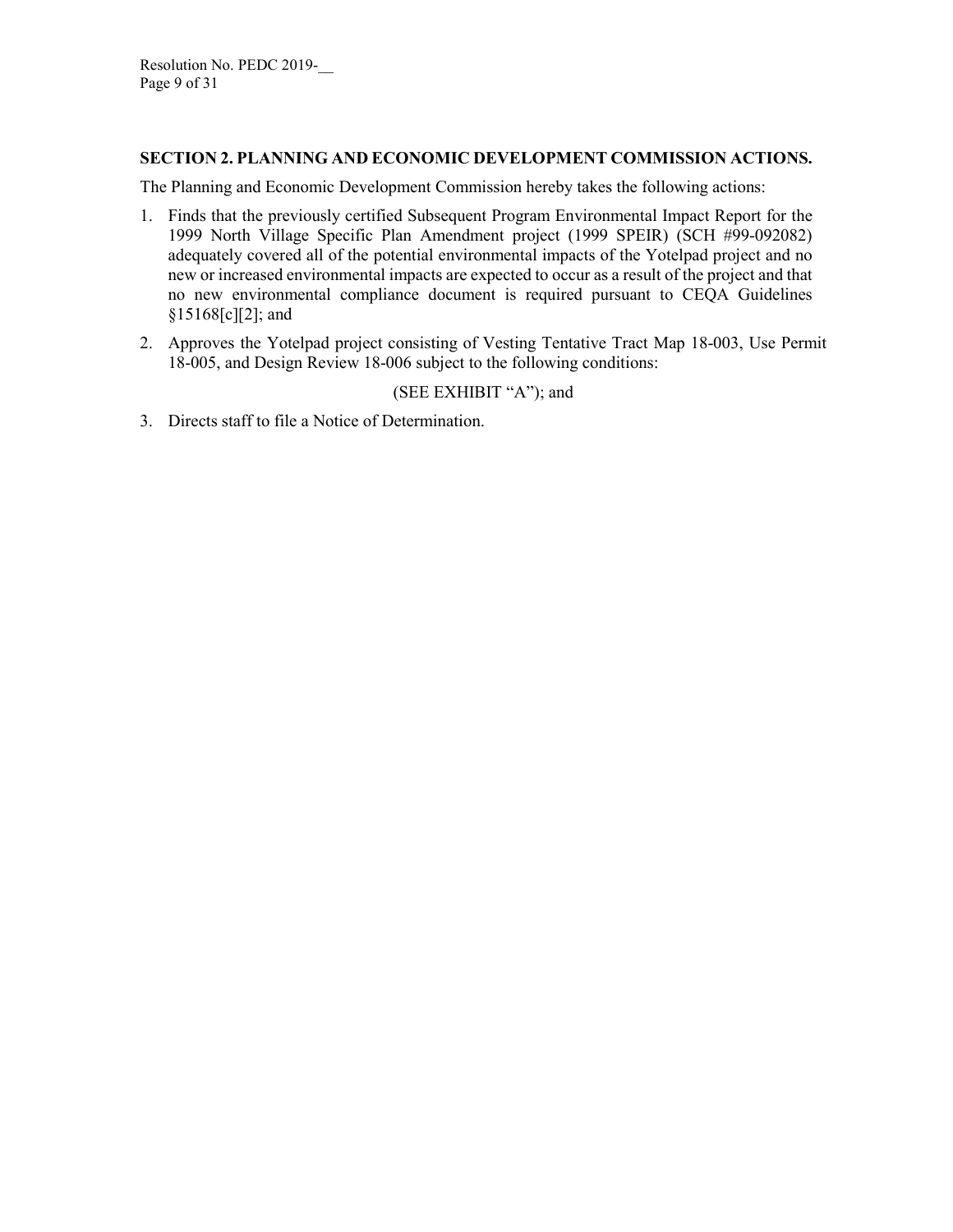## SECTION 2. PLANNING AND ECONOMIC DEVELOPMENT COMMISSION ACTIONS.

The Planning and Economic Development Commission hereby takes the following actions:

1. Finds that the previously certified Subsequent Program Environmental Impact Report for the 1999 North Village Specific Plan Amendment project (1999 SPEIR) (SCH #99-092082) adequately covered all of the potential environmental impacts of the Yotelpad project and no new or increased environmental impacts are expected to occur as a result of the project and that no new environmental compliance document is required pursuant to CEQA Guidelines §15168[c][2]; and

2. Approves the Yotelpad project consisting of Vesting Tentative Tract Map 18-003, Use Permit 18-005, and Design Review 18-006 subject to the following conditions:

   (SEE EXHIBIT "A"); and

3. Directs staff to file a Notice of Determination.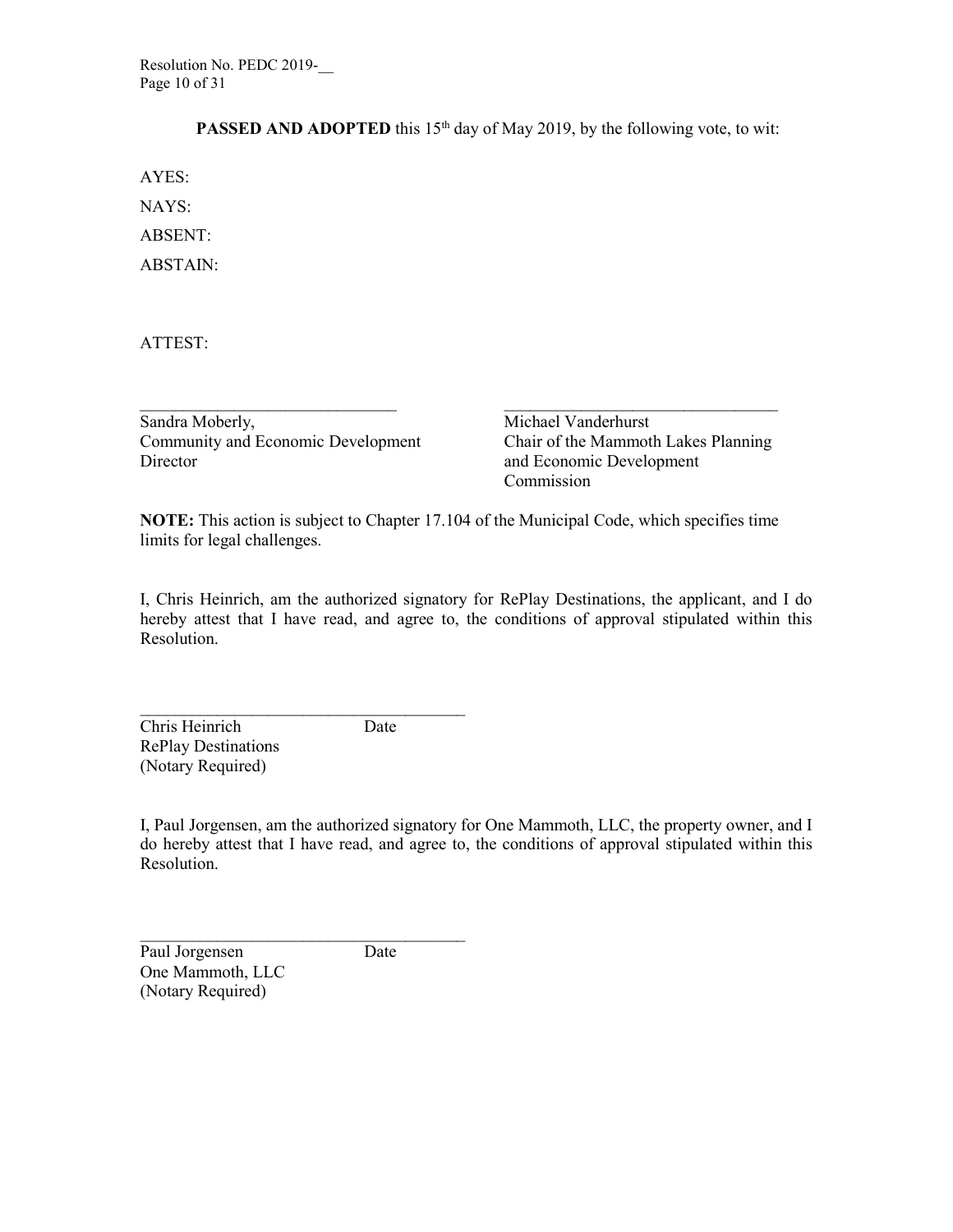**PASSED AND ADOPTED** this 15th day of May 2019, by the following vote, to wit:

AYES:

NAYS:

ABSENT:

ABSTAIN:

ATTEST:

\_\_\_\_\_\_\_\_\_\_\_\_\_\_\_\_\_\_\_\_\_\_\_\_\_\_\_\_\_\_
Sandra Moberly,
Community and Economic Development Director

\_\_\_\_\_\_\_\_\_\_\_\_\_\_\_\_\_\_\_\_\_\_\_\_\_\_\_\_\_\_
Michael Vanderhurst
Chair of the Mammoth Lakes Planning and Economic Development Commission

**NOTE:** This action is subject to Chapter 17.104 of the Municipal Code, which specifies time limits for legal challenges.

I, Chris Heinrich, am the authorized signatory for RePlay Destinations, the applicant, and I do hereby attest that I have read, and agree to, the conditions of approval stipulated within this Resolution.

\_\_\_\_\_\_\_\_\_\_\_\_\_\_\_\_\_\_\_\_\_\_\_\_\_\_\_\_\_\_\_\_\_\_\_\_\_\_
Chris Heinrich Date
RePlay Destinations
(Notary Required)

I, Paul Jorgensen, am the authorized signatory for One Mammoth, LLC, the property owner, and I do hereby attest that I have read, and agree to, the conditions of approval stipulated within this Resolution.

\_\_\_\_\_\_\_\_\_\_\_\_\_\_\_\_\_\_\_\_\_\_\_\_\_\_\_\_\_\_\_\_\_\_\_\_\_\_
Paul Jorgensen Date
One Mammoth, LLC
(Notary Required)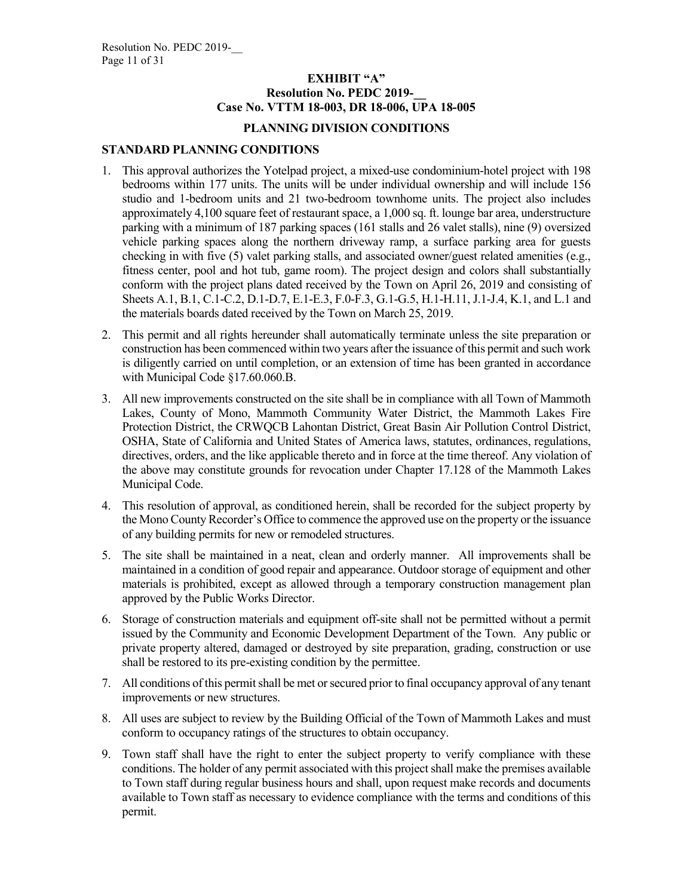**EXHIBIT "A"**
**Resolution No. PEDC 2019-__**
**Case No. VTTM 18-003, DR 18-006, UPA 18-005**

**PLANNING DIVISION CONDITIONS**

**STANDARD PLANNING CONDITIONS**

1. This approval authorizes the Yotelpad project, a mixed-use condominium-hotel project with 198 bedrooms within 177 units. The units will be under individual ownership and will include 156 studio and 1-bedroom units and 21 two-bedroom townhome units. The project also includes approximately 4,100 square feet of restaurant space, a 1,000 sq. ft. lounge bar area, understructure parking with a minimum of 187 parking spaces (161 stalls and 26 valet stalls), nine (9) oversized vehicle parking spaces along the northern driveway ramp, a surface parking area for guests checking in with five (5) valet parking stalls, and associated owner/guest related amenities (e.g., fitness center, pool and hot tub, game room). The project design and colors shall substantially conform with the project plans dated received by the Town on April 26, 2019 and consisting of Sheets A.1, B.1, C.1-C.2, D.1-D.7, E.1-E.3, F.0-F.3, G.1-G.5, H.1-H.11, J.1-J.4, K.1, and L.1 and the materials boards dated received by the Town on March 25, 2019.

2. This permit and all rights hereunder shall automatically terminate unless the site preparation or construction has been commenced within two years after the issuance of this permit and such work is diligently carried on until completion, or an extension of time has been granted in accordance with Municipal Code §17.60.060.B.

3. All new improvements constructed on the site shall be in compliance with all Town of Mammoth Lakes, County of Mono, Mammoth Community Water District, the Mammoth Lakes Fire Protection District, the CRWQCB Lahontan District, Great Basin Air Pollution Control District, OSHA, State of California and United States of America laws, statutes, ordinances, regulations, directives, orders, and the like applicable thereto and in force at the time thereof. Any violation of the above may constitute grounds for revocation under Chapter 17.128 of the Mammoth Lakes Municipal Code.

4. This resolution of approval, as conditioned herein, shall be recorded for the subject property by the Mono County Recorder's Office to commence the approved use on the property or the issuance of any building permits for new or remodeled structures.

5. The site shall be maintained in a neat, clean and orderly manner. All improvements shall be maintained in a condition of good repair and appearance. Outdoor storage of equipment and other materials is prohibited, except as allowed through a temporary construction management plan approved by the Public Works Director.

6. Storage of construction materials and equipment off-site shall not be permitted without a permit issued by the Community and Economic Development Department of the Town. Any public or private property altered, damaged or destroyed by site preparation, grading, construction or use shall be restored to its pre-existing condition by the permittee.

7. All conditions of this permit shall be met or secured prior to final occupancy approval of any tenant improvements or new structures.

8. All uses are subject to review by the Building Official of the Town of Mammoth Lakes and must conform to occupancy ratings of the structures to obtain occupancy.

9. Town staff shall have the right to enter the subject property to verify compliance with these conditions. The holder of any permit associated with this project shall make the premises available to Town staff during regular business hours and shall, upon request make records and documents available to Town staff as necessary to evidence compliance with the terms and conditions of this permit.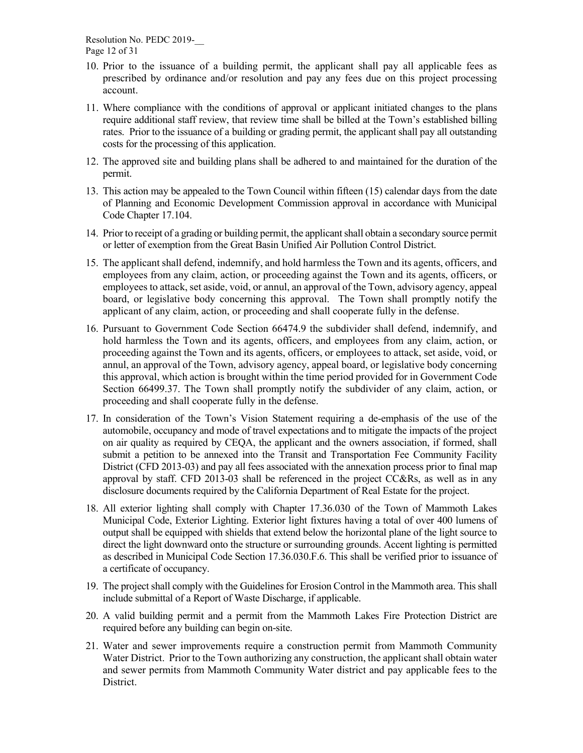10. Prior to the issuance of a building permit, the applicant shall pay all applicable fees as prescribed by ordinance and/or resolution and pay any fees due on this project processing account.

11. Where compliance with the conditions of approval or applicant initiated changes to the plans require additional staff review, that review time shall be billed at the Town's established billing rates. Prior to the issuance of a building or grading permit, the applicant shall pay all outstanding costs for the processing of this application.

12. The approved site and building plans shall be adhered to and maintained for the duration of the permit.

13. This action may be appealed to the Town Council within fifteen (15) calendar days from the date of Planning and Economic Development Commission approval in accordance with Municipal Code Chapter 17.104.

14. Prior to receipt of a grading or building permit, the applicant shall obtain a secondary source permit or letter of exemption from the Great Basin Unified Air Pollution Control District.

15. The applicant shall defend, indemnify, and hold harmless the Town and its agents, officers, and employees from any claim, action, or proceeding against the Town and its agents, officers, or employees to attack, set aside, void, or annul, an approval of the Town, advisory agency, appeal board, or legislative body concerning this approval. The Town shall promptly notify the applicant of any claim, action, or proceeding and shall cooperate fully in the defense.

16. Pursuant to Government Code Section 66474.9 the subdivider shall defend, indemnify, and hold harmless the Town and its agents, officers, and employees from any claim, action, or proceeding against the Town and its agents, officers, or employees to attack, set aside, void, or annul, an approval of the Town, advisory agency, appeal board, or legislative body concerning this approval, which action is brought within the time period provided for in Government Code Section 66499.37. The Town shall promptly notify the subdivider of any claim, action, or proceeding and shall cooperate fully in the defense.

17. In consideration of the Town's Vision Statement requiring a de-emphasis of the use of the automobile, occupancy and mode of travel expectations and to mitigate the impacts of the project on air quality as required by CEQA, the applicant and the owners association, if formed, shall submit a petition to be annexed into the Transit and Transportation Fee Community Facility District (CFD 2013-03) and pay all fees associated with the annexation process prior to final map approval by staff. CFD 2013-03 shall be referenced in the project CC&Rs, as well as in any disclosure documents required by the California Department of Real Estate for the project.

18. All exterior lighting shall comply with Chapter 17.36.030 of the Town of Mammoth Lakes Municipal Code, Exterior Lighting. Exterior light fixtures having a total of over 400 lumens of output shall be equipped with shields that extend below the horizontal plane of the light source to direct the light downward onto the structure or surrounding grounds. Accent lighting is permitted as described in Municipal Code Section 17.36.030.F.6. This shall be verified prior to issuance of a certificate of occupancy.

19. The project shall comply with the Guidelines for Erosion Control in the Mammoth area. This shall include submittal of a Report of Waste Discharge, if applicable.

20. A valid building permit and a permit from the Mammoth Lakes Fire Protection District are required before any building can begin on-site.

21. Water and sewer improvements require a construction permit from Mammoth Community Water District. Prior to the Town authorizing any construction, the applicant shall obtain water and sewer permits from Mammoth Community Water district and pay applicable fees to the District.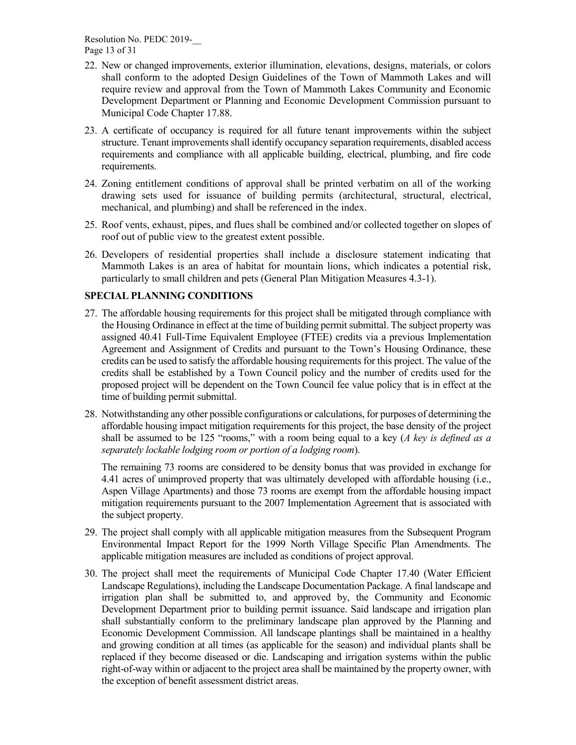22. New or changed improvements, exterior illumination, elevations, designs, materials, or colors shall conform to the adopted Design Guidelines of the Town of Mammoth Lakes and will require review and approval from the Town of Mammoth Lakes Community and Economic Development Department or Planning and Economic Development Commission pursuant to Municipal Code Chapter 17.88.

23. A certificate of occupancy is required for all future tenant improvements within the subject structure. Tenant improvements shall identify occupancy separation requirements, disabled access requirements and compliance with all applicable building, electrical, plumbing, and fire code requirements.

24. Zoning entitlement conditions of approval shall be printed verbatim on all of the working drawing sets used for issuance of building permits (architectural, structural, electrical, mechanical, and plumbing) and shall be referenced in the index.

25. Roof vents, exhaust, pipes, and flues shall be combined and/or collected together on slopes of roof out of public view to the greatest extent possible.

26. Developers of residential properties shall include a disclosure statement indicating that Mammoth Lakes is an area of habitat for mountain lions, which indicates a potential risk, particularly to small children and pets (General Plan Mitigation Measures 4.3-1).

**SPECIAL PLANNING CONDITIONS**

27. The affordable housing requirements for this project shall be mitigated through compliance with the Housing Ordinance in effect at the time of building permit submittal. The subject property was assigned 40.41 Full-Time Equivalent Employee (FTEE) credits via a previous Implementation Agreement and Assignment of Credits and pursuant to the Town's Housing Ordinance, these credits can be used to satisfy the affordable housing requirements for this project. The value of the credits shall be established by a Town Council policy and the number of credits used for the proposed project will be dependent on the Town Council fee value policy that is in effect at the time of building permit submittal.

28. Notwithstanding any other possible configurations or calculations, for purposes of determining the affordable housing impact mitigation requirements for this project, the base density of the project shall be assumed to be 125 "rooms," with a room being equal to a key (*A key is defined as a separately lockable lodging room or portion of a lodging room*).

    The remaining 73 rooms are considered to be density bonus that was provided in exchange for 4.41 acres of unimproved property that was ultimately developed with affordable housing (i.e., Aspen Village Apartments) and those 73 rooms are exempt from the affordable housing impact mitigation requirements pursuant to the 2007 Implementation Agreement that is associated with the subject property.

29. The project shall comply with all applicable mitigation measures from the Subsequent Program Environmental Impact Report for the 1999 North Village Specific Plan Amendments. The applicable mitigation measures are included as conditions of project approval.

30. The project shall meet the requirements of Municipal Code Chapter 17.40 (Water Efficient Landscape Regulations), including the Landscape Documentation Package. A final landscape and irrigation plan shall be submitted to, and approved by, the Community and Economic Development Department prior to building permit issuance. Said landscape and irrigation plan shall substantially conform to the preliminary landscape plan approved by the Planning and Economic Development Commission. All landscape plantings shall be maintained in a healthy and growing condition at all times (as applicable for the season) and individual plants shall be replaced if they become diseased or die. Landscaping and irrigation systems within the public right-of-way within or adjacent to the project area shall be maintained by the property owner, with the exception of benefit assessment district areas.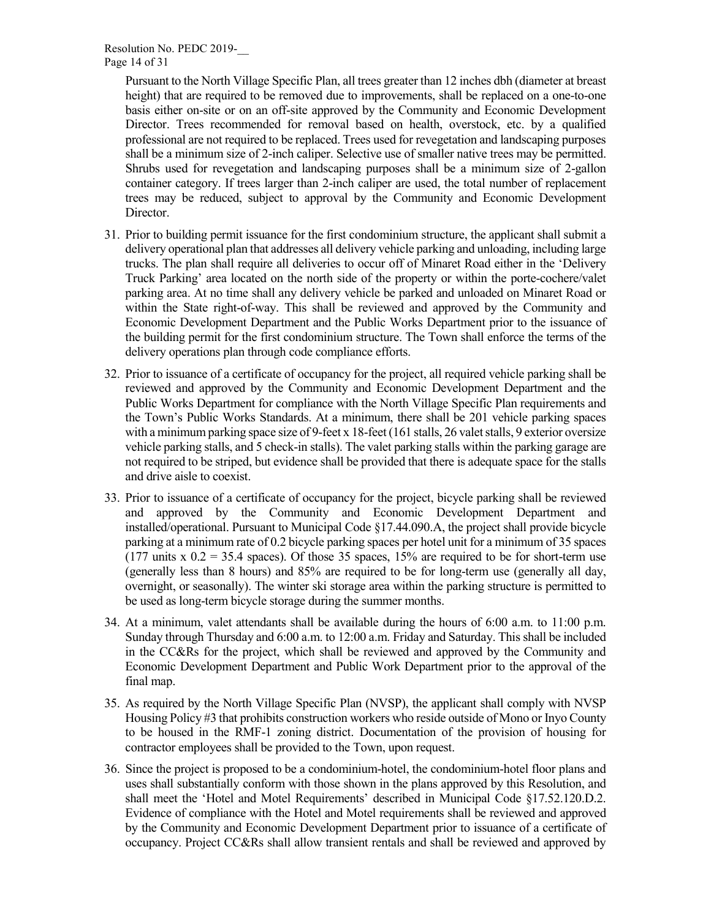Pursuant to the North Village Specific Plan, all trees greater than 12 inches dbh (diameter at breast height) that are required to be removed due to improvements, shall be replaced on a one-to-one basis either on-site or on an off-site approved by the Community and Economic Development Director. Trees recommended for removal based on health, overstock, etc. by a qualified professional are not required to be replaced. Trees used for revegetation and landscaping purposes shall be a minimum size of 2-inch caliper. Selective use of smaller native trees may be permitted. Shrubs used for revegetation and landscaping purposes shall be a minimum size of 2-gallon container category. If trees larger than 2-inch caliper are used, the total number of replacement trees may be reduced, subject to approval by the Community and Economic Development Director.

31. Prior to building permit issuance for the first condominium structure, the applicant shall submit a delivery operational plan that addresses all delivery vehicle parking and unloading, including large trucks. The plan shall require all deliveries to occur off of Minaret Road either in the 'Delivery Truck Parking' area located on the north side of the property or within the porte-cochere/valet parking area. At no time shall any delivery vehicle be parked and unloaded on Minaret Road or within the State right-of-way. This shall be reviewed and approved by the Community and Economic Development Department and the Public Works Department prior to the issuance of the building permit for the first condominium structure. The Town shall enforce the terms of the delivery operations plan through code compliance efforts.

32. Prior to issuance of a certificate of occupancy for the project, all required vehicle parking shall be reviewed and approved by the Community and Economic Development Department and the Public Works Department for compliance with the North Village Specific Plan requirements and the Town's Public Works Standards. At a minimum, there shall be 201 vehicle parking spaces with a minimum parking space size of 9-feet x 18-feet (161 stalls, 26 valet stalls, 9 exterior oversize vehicle parking stalls, and 5 check-in stalls). The valet parking stalls within the parking garage are not required to be striped, but evidence shall be provided that there is adequate space for the stalls and drive aisle to coexist.

33. Prior to issuance of a certificate of occupancy for the project, bicycle parking shall be reviewed and approved by the Community and Economic Development Department and installed/operational. Pursuant to Municipal Code §17.44.090.A, the project shall provide bicycle parking at a minimum rate of 0.2 bicycle parking spaces per hotel unit for a minimum of 35 spaces (177 units x 0.2 = 35.4 spaces). Of those 35 spaces, 15% are required to be for short-term use (generally less than 8 hours) and 85% are required to be for long-term use (generally all day, overnight, or seasonally). The winter ski storage area within the parking structure is permitted to be used as long-term bicycle storage during the summer months.

34. At a minimum, valet attendants shall be available during the hours of 6:00 a.m. to 11:00 p.m. Sunday through Thursday and 6:00 a.m. to 12:00 a.m. Friday and Saturday. This shall be included in the CC&Rs for the project, which shall be reviewed and approved by the Community and Economic Development Department and Public Work Department prior to the approval of the final map.

35. As required by the North Village Specific Plan (NVSP), the applicant shall comply with NVSP Housing Policy #3 that prohibits construction workers who reside outside of Mono or Inyo County to be housed in the RMF-1 zoning district. Documentation of the provision of housing for contractor employees shall be provided to the Town, upon request.

36. Since the project is proposed to be a condominium-hotel, the condominium-hotel floor plans and uses shall substantially conform with those shown in the plans approved by this Resolution, and shall meet the 'Hotel and Motel Requirements' described in Municipal Code §17.52.120.D.2. Evidence of compliance with the Hotel and Motel requirements shall be reviewed and approved by the Community and Economic Development Department prior to issuance of a certificate of occupancy. Project CC&Rs shall allow transient rentals and shall be reviewed and approved by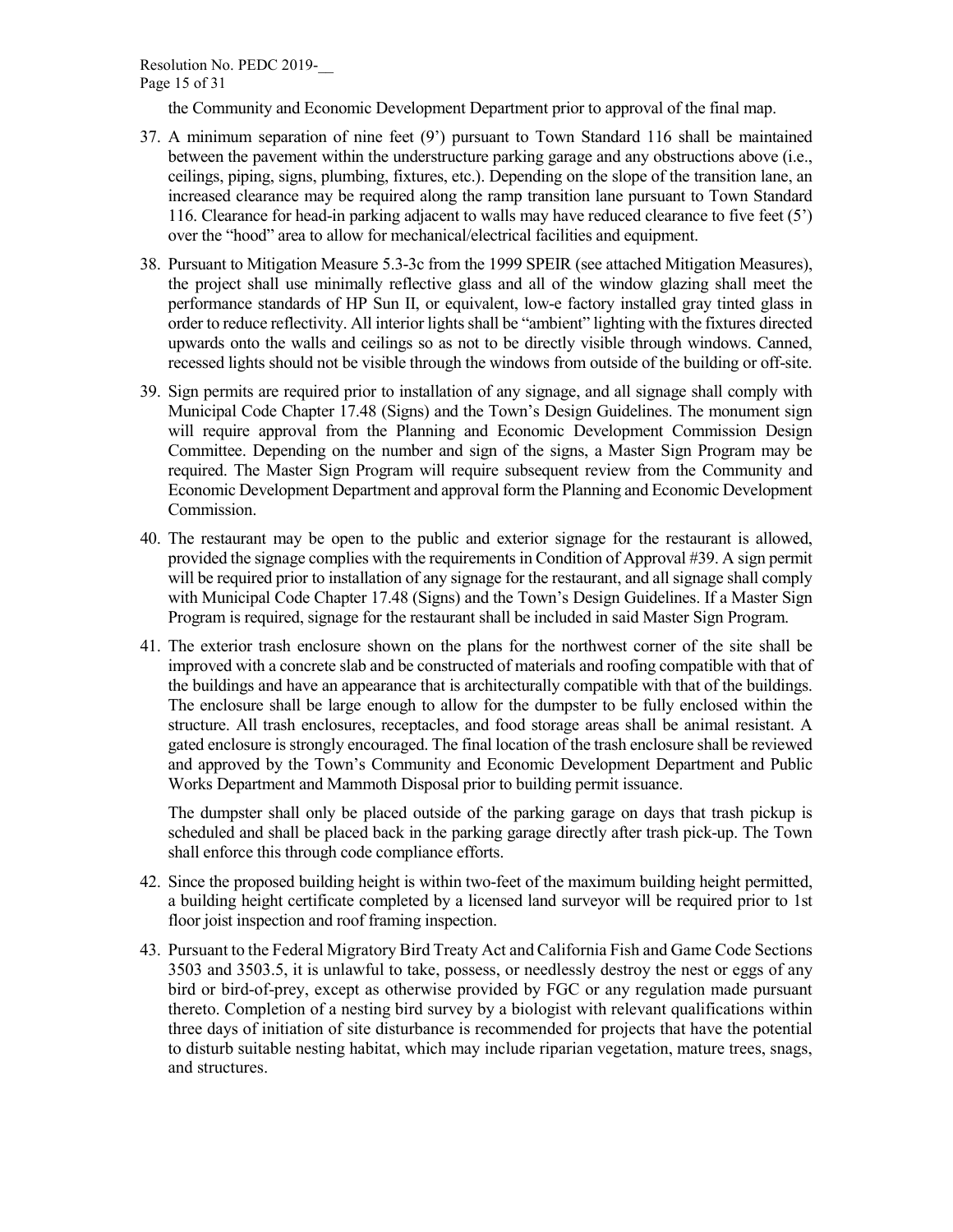the Community and Economic Development Department prior to approval of the final map.

37. A minimum separation of nine feet (9') pursuant to Town Standard 116 shall be maintained between the pavement within the understructure parking garage and any obstructions above (i.e., ceilings, piping, signs, plumbing, fixtures, etc.). Depending on the slope of the transition lane, an increased clearance may be required along the ramp transition lane pursuant to Town Standard 116. Clearance for head-in parking adjacent to walls may have reduced clearance to five feet (5') over the "hood" area to allow for mechanical/electrical facilities and equipment.

38. Pursuant to Mitigation Measure 5.3-3c from the 1999 SPEIR (see attached Mitigation Measures), the project shall use minimally reflective glass and all of the window glazing shall meet the performance standards of HP Sun II, or equivalent, low-e factory installed gray tinted glass in order to reduce reflectivity. All interior lights shall be "ambient" lighting with the fixtures directed upwards onto the walls and ceilings so as not to be directly visible through windows. Canned, recessed lights should not be visible through the windows from outside of the building or off-site.

39. Sign permits are required prior to installation of any signage, and all signage shall comply with Municipal Code Chapter 17.48 (Signs) and the Town's Design Guidelines. The monument sign will require approval from the Planning and Economic Development Commission Design Committee. Depending on the number and sign of the signs, a Master Sign Program may be required. The Master Sign Program will require subsequent review from the Community and Economic Development Department and approval form the Planning and Economic Development Commission.

40. The restaurant may be open to the public and exterior signage for the restaurant is allowed, provided the signage complies with the requirements in Condition of Approval #39. A sign permit will be required prior to installation of any signage for the restaurant, and all signage shall comply with Municipal Code Chapter 17.48 (Signs) and the Town's Design Guidelines. If a Master Sign Program is required, signage for the restaurant shall be included in said Master Sign Program.

41. The exterior trash enclosure shown on the plans for the northwest corner of the site shall be improved with a concrete slab and be constructed of materials and roofing compatible with that of the buildings and have an appearance that is architecturally compatible with that of the buildings. The enclosure shall be large enough to allow for the dumpster to be fully enclosed within the structure. All trash enclosures, receptacles, and food storage areas shall be animal resistant. A gated enclosure is strongly encouraged. The final location of the trash enclosure shall be reviewed and approved by the Town's Community and Economic Development Department and Public Works Department and Mammoth Disposal prior to building permit issuance.

    The dumpster shall only be placed outside of the parking garage on days that trash pickup is scheduled and shall be placed back in the parking garage directly after trash pick-up. The Town shall enforce this through code compliance efforts.

42. Since the proposed building height is within two-feet of the maximum building height permitted, a building height certificate completed by a licensed land surveyor will be required prior to 1st floor joist inspection and roof framing inspection.

43. Pursuant to the Federal Migratory Bird Treaty Act and California Fish and Game Code Sections 3503 and 3503.5, it is unlawful to take, possess, or needlessly destroy the nest or eggs of any bird or bird-of-prey, except as otherwise provided by FGC or any regulation made pursuant thereto. Completion of a nesting bird survey by a biologist with relevant qualifications within three days of initiation of site disturbance is recommended for projects that have the potential to disturb suitable nesting habitat, which may include riparian vegetation, mature trees, snags, and structures.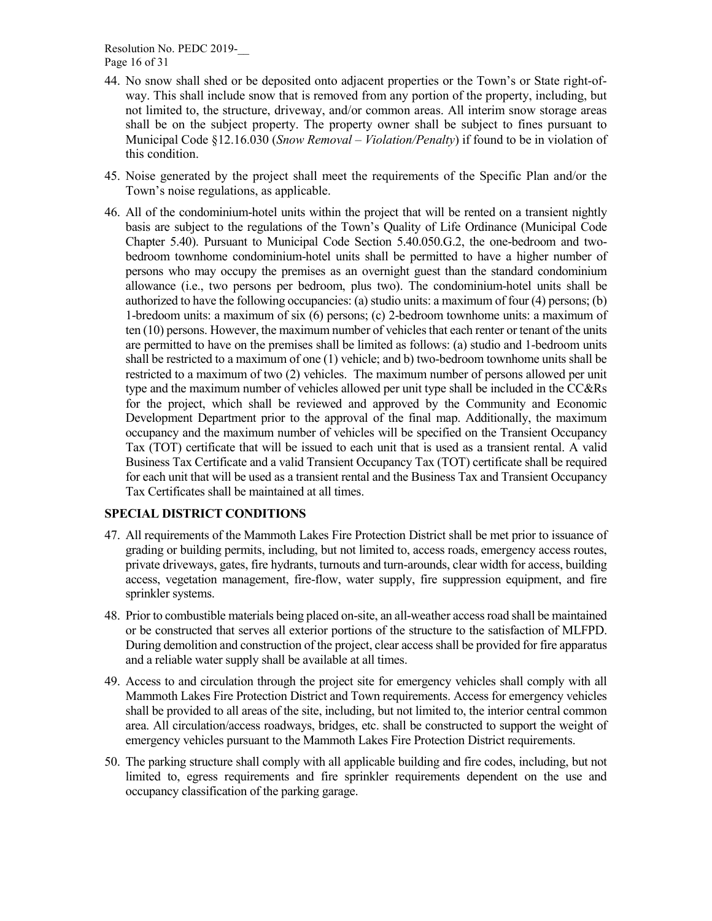44. No snow shall shed or be deposited onto adjacent properties or the Town's or State right-of-way. This shall include snow that is removed from any portion of the property, including, but not limited to, the structure, driveway, and/or common areas. All interim snow storage areas shall be on the subject property. The property owner shall be subject to fines pursuant to Municipal Code §12.16.030 (*Snow Removal – Violation/Penalty*) if found to be in violation of this condition.

45. Noise generated by the project shall meet the requirements of the Specific Plan and/or the Town's noise regulations, as applicable.

46. All of the condominium-hotel units within the project that will be rented on a transient nightly basis are subject to the regulations of the Town's Quality of Life Ordinance (Municipal Code Chapter 5.40). Pursuant to Municipal Code Section 5.40.050.G.2, the one-bedroom and two-bedroom townhome condominium-hotel units shall be permitted to have a higher number of persons who may occupy the premises as an overnight guest than the standard condominium allowance (i.e., two persons per bedroom, plus two). The condominium-hotel units shall be authorized to have the following occupancies: (a) studio units: a maximum of four (4) persons; (b) 1-bredoom units: a maximum of six (6) persons; (c) 2-bedroom townhome units: a maximum of ten (10) persons. However, the maximum number of vehicles that each renter or tenant of the units are permitted to have on the premises shall be limited as follows: (a) studio and 1-bedroom units shall be restricted to a maximum of one (1) vehicle; and b) two-bedroom townhome units shall be restricted to a maximum of two (2) vehicles. The maximum number of persons allowed per unit type and the maximum number of vehicles allowed per unit type shall be included in the CC&Rs for the project, which shall be reviewed and approved by the Community and Economic Development Department prior to the approval of the final map. Additionally, the maximum occupancy and the maximum number of vehicles will be specified on the Transient Occupancy Tax (TOT) certificate that will be issued to each unit that is used as a transient rental. A valid Business Tax Certificate and a valid Transient Occupancy Tax (TOT) certificate shall be required for each unit that will be used as a transient rental and the Business Tax and Transient Occupancy Tax Certificates shall be maintained at all times.

## SPECIAL DISTRICT CONDITIONS

47. All requirements of the Mammoth Lakes Fire Protection District shall be met prior to issuance of grading or building permits, including, but not limited to, access roads, emergency access routes, private driveways, gates, fire hydrants, turnouts and turn-arounds, clear width for access, building access, vegetation management, fire-flow, water supply, fire suppression equipment, and fire sprinkler systems.

48. Prior to combustible materials being placed on-site, an all-weather access road shall be maintained or be constructed that serves all exterior portions of the structure to the satisfaction of MLFPD. During demolition and construction of the project, clear access shall be provided for fire apparatus and a reliable water supply shall be available at all times.

49. Access to and circulation through the project site for emergency vehicles shall comply with all Mammoth Lakes Fire Protection District and Town requirements. Access for emergency vehicles shall be provided to all areas of the site, including, but not limited to, the interior central common area. All circulation/access roadways, bridges, etc. shall be constructed to support the weight of emergency vehicles pursuant to the Mammoth Lakes Fire Protection District requirements.

50. The parking structure shall comply with all applicable building and fire codes, including, but not limited to, egress requirements and fire sprinkler requirements dependent on the use and occupancy classification of the parking garage.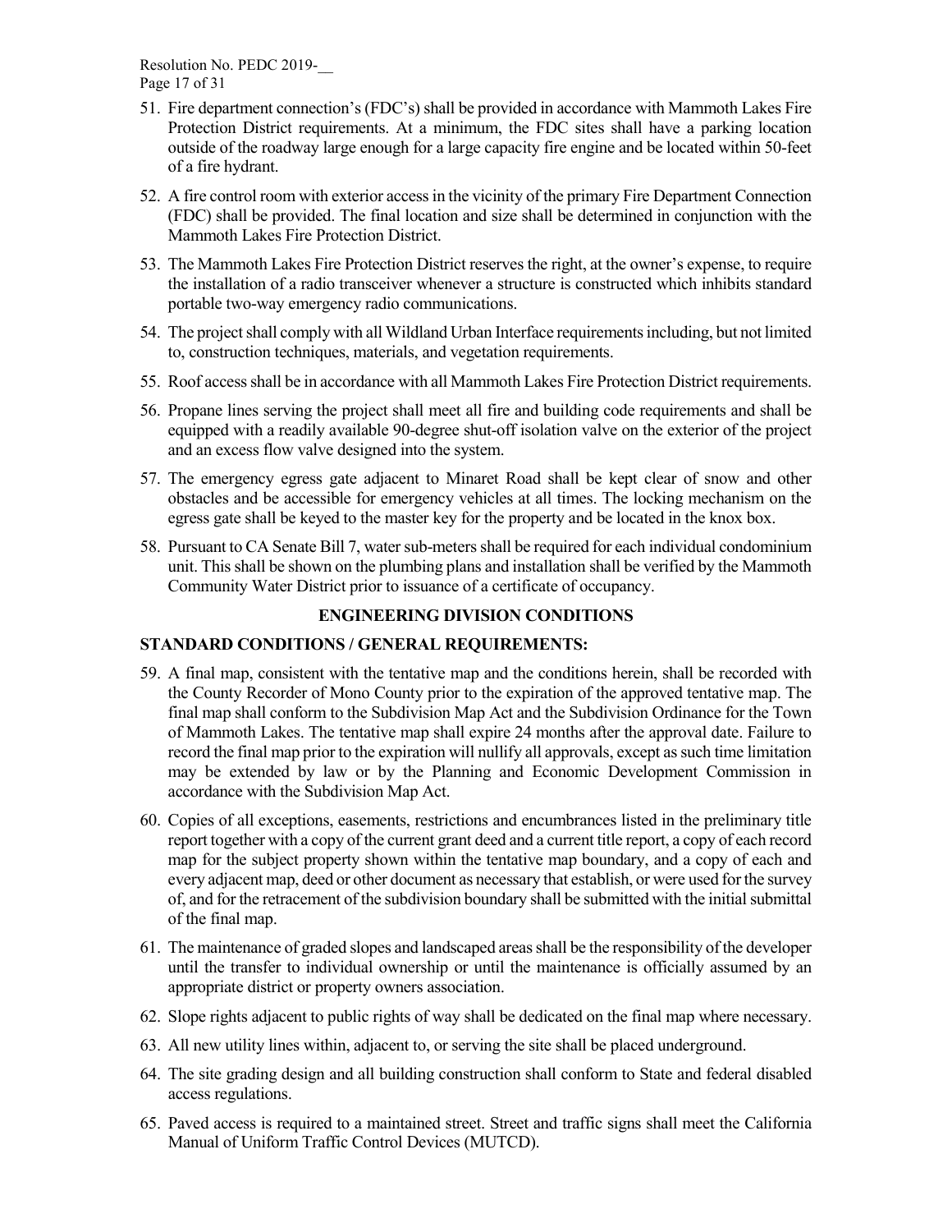51. Fire department connection's (FDC's) shall be provided in accordance with Mammoth Lakes Fire Protection District requirements. At a minimum, the FDC sites shall have a parking location outside of the roadway large enough for a large capacity fire engine and be located within 50-feet of a fire hydrant.

52. A fire control room with exterior access in the vicinity of the primary Fire Department Connection (FDC) shall be provided. The final location and size shall be determined in conjunction with the Mammoth Lakes Fire Protection District.

53. The Mammoth Lakes Fire Protection District reserves the right, at the owner's expense, to require the installation of a radio transceiver whenever a structure is constructed which inhibits standard portable two-way emergency radio communications.

54. The project shall comply with all Wildland Urban Interface requirements including, but not limited to, construction techniques, materials, and vegetation requirements.

55. Roof access shall be in accordance with all Mammoth Lakes Fire Protection District requirements.

56. Propane lines serving the project shall meet all fire and building code requirements and shall be equipped with a readily available 90-degree shut-off isolation valve on the exterior of the project and an excess flow valve designed into the system.

57. The emergency egress gate adjacent to Minaret Road shall be kept clear of snow and other obstacles and be accessible for emergency vehicles at all times. The locking mechanism on the egress gate shall be keyed to the master key for the property and be located in the knox box.

58. Pursuant to CA Senate Bill 7, water sub-meters shall be required for each individual condominium unit. This shall be shown on the plumbing plans and installation shall be verified by the Mammoth Community Water District prior to issuance of a certificate of occupancy.

## ENGINEERING DIVISION CONDITIONS

### STANDARD CONDITIONS / GENERAL REQUIREMENTS:

59. A final map, consistent with the tentative map and the conditions herein, shall be recorded with the County Recorder of Mono County prior to the expiration of the approved tentative map. The final map shall conform to the Subdivision Map Act and the Subdivision Ordinance for the Town of Mammoth Lakes. The tentative map shall expire 24 months after the approval date. Failure to record the final map prior to the expiration will nullify all approvals, except as such time limitation may be extended by law or by the Planning and Economic Development Commission in accordance with the Subdivision Map Act.

60. Copies of all exceptions, easements, restrictions and encumbrances listed in the preliminary title report together with a copy of the current grant deed and a current title report, a copy of each record map for the subject property shown within the tentative map boundary, and a copy of each and every adjacent map, deed or other document as necessary that establish, or were used for the survey of, and for the retracement of the subdivision boundary shall be submitted with the initial submittal of the final map.

61. The maintenance of graded slopes and landscaped areas shall be the responsibility of the developer until the transfer to individual ownership or until the maintenance is officially assumed by an appropriate district or property owners association.

62. Slope rights adjacent to public rights of way shall be dedicated on the final map where necessary.

63. All new utility lines within, adjacent to, or serving the site shall be placed underground.

64. The site grading design and all building construction shall conform to State and federal disabled access regulations.

65. Paved access is required to a maintained street. Street and traffic signs shall meet the California Manual of Uniform Traffic Control Devices (MUTCD).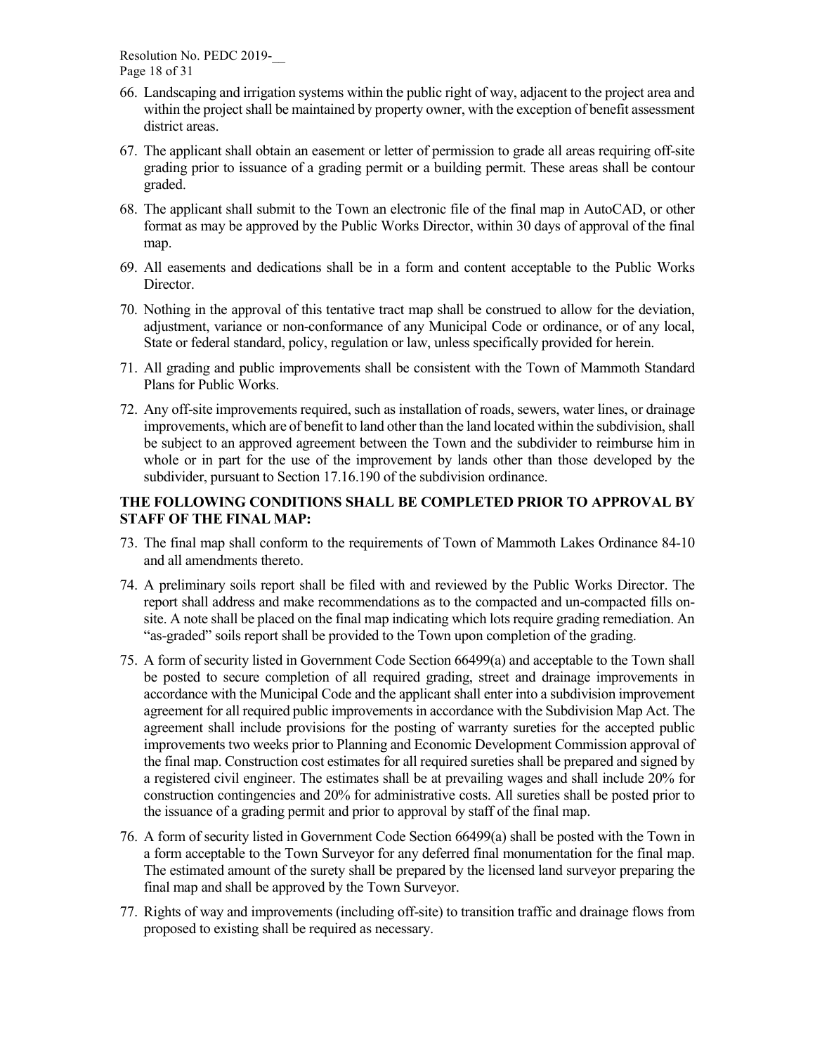66. Landscaping and irrigation systems within the public right of way, adjacent to the project area and within the project shall be maintained by property owner, with the exception of benefit assessment district areas.

67. The applicant shall obtain an easement or letter of permission to grade all areas requiring off-site grading prior to issuance of a grading permit or a building permit. These areas shall be contour graded.

68. The applicant shall submit to the Town an electronic file of the final map in AutoCAD, or other format as may be approved by the Public Works Director, within 30 days of approval of the final map.

69. All easements and dedications shall be in a form and content acceptable to the Public Works Director.

70. Nothing in the approval of this tentative tract map shall be construed to allow for the deviation, adjustment, variance or non-conformance of any Municipal Code or ordinance, or of any local, State or federal standard, policy, regulation or law, unless specifically provided for herein.

71. All grading and public improvements shall be consistent with the Town of Mammoth Standard Plans for Public Works.

72. Any off-site improvements required, such as installation of roads, sewers, water lines, or drainage improvements, which are of benefit to land other than the land located within the subdivision, shall be subject to an approved agreement between the Town and the subdivider to reimburse him in whole or in part for the use of the improvement by lands other than those developed by the subdivider, pursuant to Section 17.16.190 of the subdivision ordinance.

**THE FOLLOWING CONDITIONS SHALL BE COMPLETED PRIOR TO APPROVAL BY STAFF OF THE FINAL MAP:**

73. The final map shall conform to the requirements of Town of Mammoth Lakes Ordinance 84-10 and all amendments thereto.

74. A preliminary soils report shall be filed with and reviewed by the Public Works Director. The report shall address and make recommendations as to the compacted and un-compacted fills on-site. A note shall be placed on the final map indicating which lots require grading remediation. An "as-graded" soils report shall be provided to the Town upon completion of the grading.

75. A form of security listed in Government Code Section 66499(a) and acceptable to the Town shall be posted to secure completion of all required grading, street and drainage improvements in accordance with the Municipal Code and the applicant shall enter into a subdivision improvement agreement for all required public improvements in accordance with the Subdivision Map Act. The agreement shall include provisions for the posting of warranty sureties for the accepted public improvements two weeks prior to Planning and Economic Development Commission approval of the final map. Construction cost estimates for all required sureties shall be prepared and signed by a registered civil engineer. The estimates shall be at prevailing wages and shall include 20% for construction contingencies and 20% for administrative costs. All sureties shall be posted prior to the issuance of a grading permit and prior to approval by staff of the final map.

76. A form of security listed in Government Code Section 66499(a) shall be posted with the Town in a form acceptable to the Town Surveyor for any deferred final monumentation for the final map. The estimated amount of the surety shall be prepared by the licensed land surveyor preparing the final map and shall be approved by the Town Surveyor.

77. Rights of way and improvements (including off-site) to transition traffic and drainage flows from proposed to existing shall be required as necessary.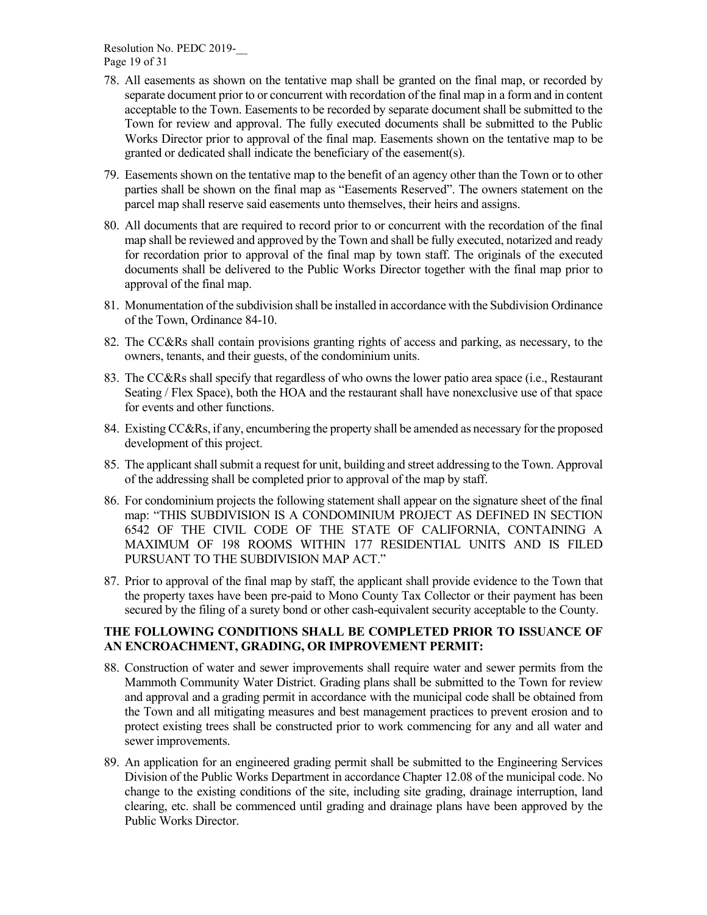78. All easements as shown on the tentative map shall be granted on the final map, or recorded by separate document prior to or concurrent with recordation of the final map in a form and in content acceptable to the Town. Easements to be recorded by separate document shall be submitted to the Town for review and approval. The fully executed documents shall be submitted to the Public Works Director prior to approval of the final map. Easements shown on the tentative map to be granted or dedicated shall indicate the beneficiary of the easement(s).

79. Easements shown on the tentative map to the benefit of an agency other than the Town or to other parties shall be shown on the final map as "Easements Reserved". The owners statement on the parcel map shall reserve said easements unto themselves, their heirs and assigns.

80. All documents that are required to record prior to or concurrent with the recordation of the final map shall be reviewed and approved by the Town and shall be fully executed, notarized and ready for recordation prior to approval of the final map by town staff. The originals of the executed documents shall be delivered to the Public Works Director together with the final map prior to approval of the final map.

81. Monumentation of the subdivision shall be installed in accordance with the Subdivision Ordinance of the Town, Ordinance 84-10.

82. The CC&Rs shall contain provisions granting rights of access and parking, as necessary, to the owners, tenants, and their guests, of the condominium units.

83. The CC&Rs shall specify that regardless of who owns the lower patio area space (i.e., Restaurant Seating / Flex Space), both the HOA and the restaurant shall have nonexclusive use of that space for events and other functions.

84. Existing CC&Rs, if any, encumbering the property shall be amended as necessary for the proposed development of this project.

85. The applicant shall submit a request for unit, building and street addressing to the Town. Approval of the addressing shall be completed prior to approval of the map by staff.

86. For condominium projects the following statement shall appear on the signature sheet of the final map: "THIS SUBDIVISION IS A CONDOMINIUM PROJECT AS DEFINED IN SECTION 6542 OF THE CIVIL CODE OF THE STATE OF CALIFORNIA, CONTAINING A MAXIMUM OF 198 ROOMS WITHIN 177 RESIDENTIAL UNITS AND IS FILED PURSUANT TO THE SUBDIVISION MAP ACT."

87. Prior to approval of the final map by staff, the applicant shall provide evidence to the Town that the property taxes have been pre-paid to Mono County Tax Collector or their payment has been secured by the filing of a surety bond or other cash-equivalent security acceptable to the County.

**THE FOLLOWING CONDITIONS SHALL BE COMPLETED PRIOR TO ISSUANCE OF AN ENCROACHMENT, GRADING, OR IMPROVEMENT PERMIT:**

88. Construction of water and sewer improvements shall require water and sewer permits from the Mammoth Community Water District. Grading plans shall be submitted to the Town for review and approval and a grading permit in accordance with the municipal code shall be obtained from the Town and all mitigating measures and best management practices to prevent erosion and to protect existing trees shall be constructed prior to work commencing for any and all water and sewer improvements.

89. An application for an engineered grading permit shall be submitted to the Engineering Services Division of the Public Works Department in accordance Chapter 12.08 of the municipal code. No change to the existing conditions of the site, including site grading, drainage interruption, land clearing, etc. shall be commenced until grading and drainage plans have been approved by the Public Works Director.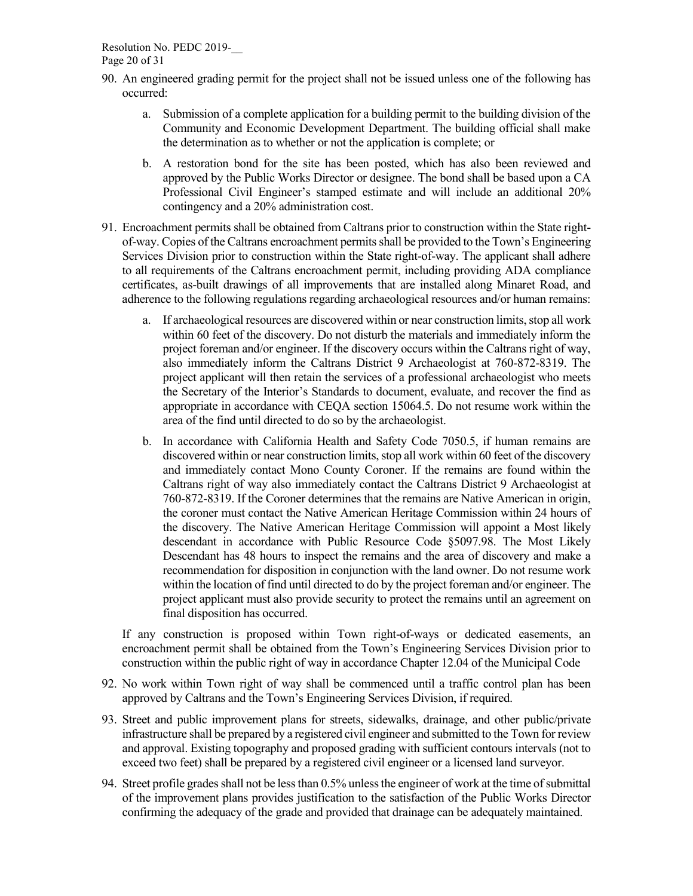90. An engineered grading permit for the project shall not be issued unless one of the following has occurred:

    a. Submission of a complete application for a building permit to the building division of the Community and Economic Development Department. The building official shall make the determination as to whether or not the application is complete; or

    b. A restoration bond for the site has been posted, which has also been reviewed and approved by the Public Works Director or designee. The bond shall be based upon a CA Professional Civil Engineer's stamped estimate and will include an additional 20% contingency and a 20% administration cost.

91. Encroachment permits shall be obtained from Caltrans prior to construction within the State right-of-way. Copies of the Caltrans encroachment permits shall be provided to the Town's Engineering Services Division prior to construction within the State right-of-way. The applicant shall adhere to all requirements of the Caltrans encroachment permit, including providing ADA compliance certificates, as-built drawings of all improvements that are installed along Minaret Road, and adherence to the following regulations regarding archaeological resources and/or human remains:

    a. If archaeological resources are discovered within or near construction limits, stop all work within 60 feet of the discovery. Do not disturb the materials and immediately inform the project foreman and/or engineer. If the discovery occurs within the Caltrans right of way, also immediately inform the Caltrans District 9 Archaeologist at 760-872-8319. The project applicant will then retain the services of a professional archaeologist who meets the Secretary of the Interior's Standards to document, evaluate, and recover the find as appropriate in accordance with CEQA section 15064.5. Do not resume work within the area of the find until directed to do so by the archaeologist.

    b. In accordance with California Health and Safety Code 7050.5, if human remains are discovered within or near construction limits, stop all work within 60 feet of the discovery and immediately contact Mono County Coroner. If the remains are found within the Caltrans right of way also immediately contact the Caltrans District 9 Archaeologist at 760-872-8319. If the Coroner determines that the remains are Native American in origin, the coroner must contact the Native American Heritage Commission within 24 hours of the discovery. The Native American Heritage Commission will appoint a Most likely descendant in accordance with Public Resource Code §5097.98. The Most Likely Descendant has 48 hours to inspect the remains and the area of discovery and make a recommendation for disposition in conjunction with the land owner. Do not resume work within the location of find until directed to do by the project foreman and/or engineer. The project applicant must also provide security to protect the remains until an agreement on final disposition has occurred.

    If any construction is proposed within Town right-of-ways or dedicated easements, an encroachment permit shall be obtained from the Town's Engineering Services Division prior to construction within the public right of way in accordance Chapter 12.04 of the Municipal Code

92. No work within Town right of way shall be commenced until a traffic control plan has been approved by Caltrans and the Town's Engineering Services Division, if required.

93. Street and public improvement plans for streets, sidewalks, drainage, and other public/private infrastructure shall be prepared by a registered civil engineer and submitted to the Town for review and approval. Existing topography and proposed grading with sufficient contours intervals (not to exceed two feet) shall be prepared by a registered civil engineer or a licensed land surveyor.

94. Street profile grades shall not be less than 0.5% unless the engineer of work at the time of submittal of the improvement plans provides justification to the satisfaction of the Public Works Director confirming the adequacy of the grade and provided that drainage can be adequately maintained.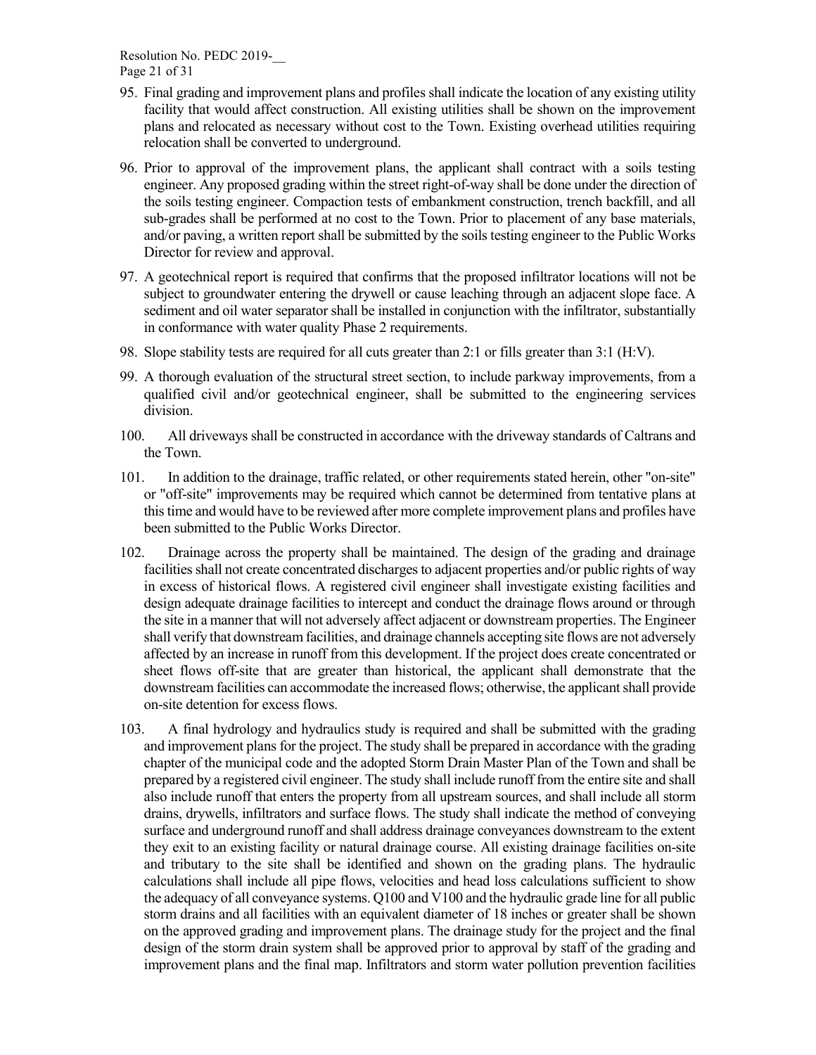95. Final grading and improvement plans and profiles shall indicate the location of any existing utility facility that would affect construction. All existing utilities shall be shown on the improvement plans and relocated as necessary without cost to the Town. Existing overhead utilities requiring relocation shall be converted to underground.

96. Prior to approval of the improvement plans, the applicant shall contract with a soils testing engineer. Any proposed grading within the street right-of-way shall be done under the direction of the soils testing engineer. Compaction tests of embankment construction, trench backfill, and all sub-grades shall be performed at no cost to the Town. Prior to placement of any base materials, and/or paving, a written report shall be submitted by the soils testing engineer to the Public Works Director for review and approval.

97. A geotechnical report is required that confirms that the proposed infiltrator locations will not be subject to groundwater entering the drywell or cause leaching through an adjacent slope face. A sediment and oil water separator shall be installed in conjunction with the infiltrator, substantially in conformance with water quality Phase 2 requirements.

98. Slope stability tests are required for all cuts greater than 2:1 or fills greater than 3:1 (H:V).

99. A thorough evaluation of the structural street section, to include parkway improvements, from a qualified civil and/or geotechnical engineer, shall be submitted to the engineering services division.

100. All driveways shall be constructed in accordance with the driveway standards of Caltrans and the Town.

101. In addition to the drainage, traffic related, or other requirements stated herein, other "on-site" or "off-site" improvements may be required which cannot be determined from tentative plans at this time and would have to be reviewed after more complete improvement plans and profiles have been submitted to the Public Works Director.

102. Drainage across the property shall be maintained. The design of the grading and drainage facilities shall not create concentrated discharges to adjacent properties and/or public rights of way in excess of historical flows. A registered civil engineer shall investigate existing facilities and design adequate drainage facilities to intercept and conduct the drainage flows around or through the site in a manner that will not adversely affect adjacent or downstream properties. The Engineer shall verify that downstream facilities, and drainage channels accepting site flows are not adversely affected by an increase in runoff from this development. If the project does create concentrated or sheet flows off-site that are greater than historical, the applicant shall demonstrate that the downstream facilities can accommodate the increased flows; otherwise, the applicant shall provide on-site detention for excess flows.

103. A final hydrology and hydraulics study is required and shall be submitted with the grading and improvement plans for the project. The study shall be prepared in accordance with the grading chapter of the municipal code and the adopted Storm Drain Master Plan of the Town and shall be prepared by a registered civil engineer. The study shall include runoff from the entire site and shall also include runoff that enters the property from all upstream sources, and shall include all storm drains, drywells, infiltrators and surface flows. The study shall indicate the method of conveying surface and underground runoff and shall address drainage conveyances downstream to the extent they exit to an existing facility or natural drainage course. All existing drainage facilities on-site and tributary to the site shall be identified and shown on the grading plans. The hydraulic calculations shall include all pipe flows, velocities and head loss calculations sufficient to show the adequacy of all conveyance systems. Q100 and V100 and the hydraulic grade line for all public storm drains and all facilities with an equivalent diameter of 18 inches or greater shall be shown on the approved grading and improvement plans. The drainage study for the project and the final design of the storm drain system shall be approved prior to approval by staff of the grading and improvement plans and the final map. Infiltrators and storm water pollution prevention facilities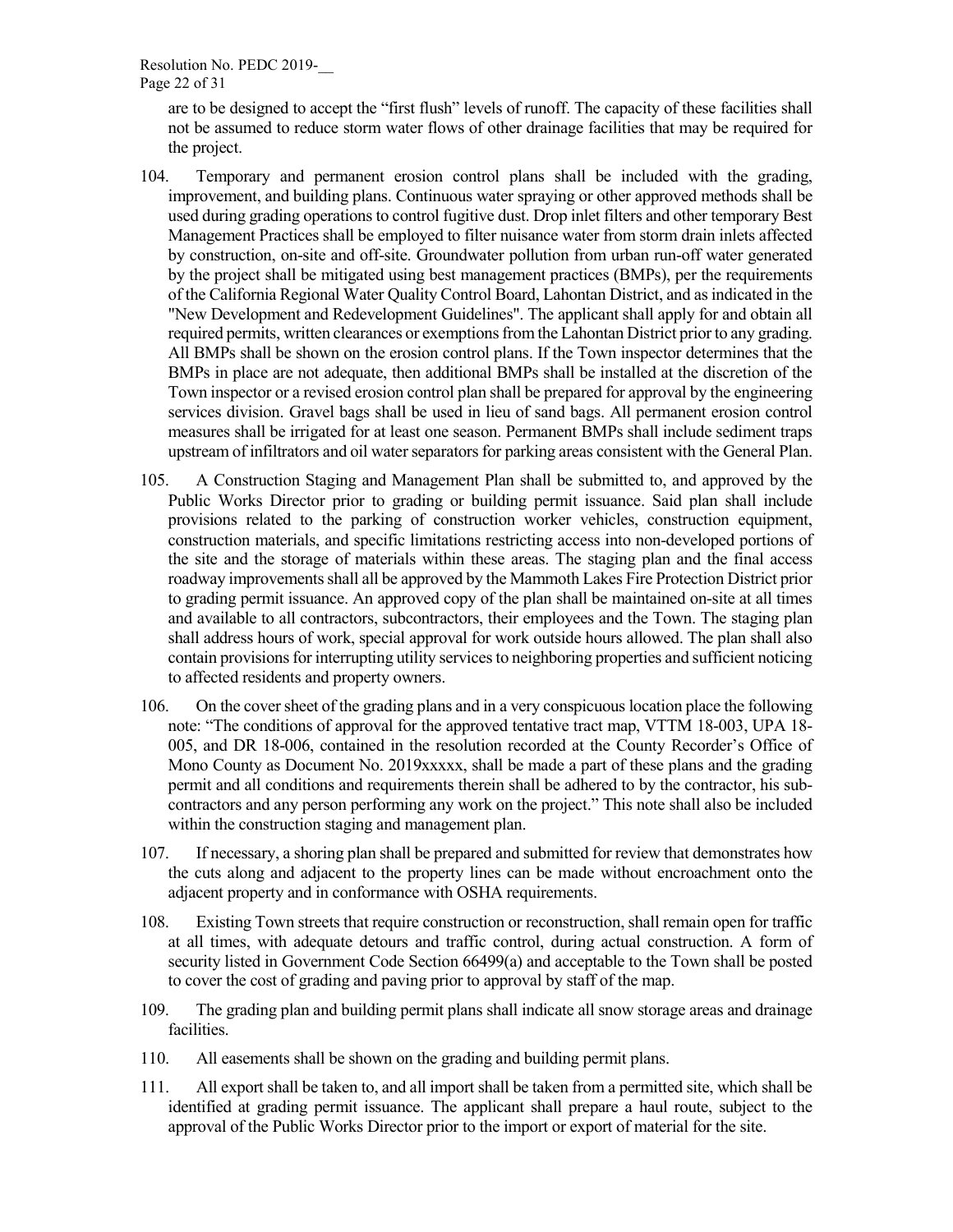are to be designed to accept the "first flush" levels of runoff. The capacity of these facilities shall not be assumed to reduce storm water flows of other drainage facilities that may be required for the project.

104. Temporary and permanent erosion control plans shall be included with the grading, improvement, and building plans. Continuous water spraying or other approved methods shall be used during grading operations to control fugitive dust. Drop inlet filters and other temporary Best Management Practices shall be employed to filter nuisance water from storm drain inlets affected by construction, on-site and off-site. Groundwater pollution from urban run-off water generated by the project shall be mitigated using best management practices (BMPs), per the requirements of the California Regional Water Quality Control Board, Lahontan District, and as indicated in the "New Development and Redevelopment Guidelines". The applicant shall apply for and obtain all required permits, written clearances or exemptions from the Lahontan District prior to any grading. All BMPs shall be shown on the erosion control plans. If the Town inspector determines that the BMPs in place are not adequate, then additional BMPs shall be installed at the discretion of the Town inspector or a revised erosion control plan shall be prepared for approval by the engineering services division. Gravel bags shall be used in lieu of sand bags. All permanent erosion control measures shall be irrigated for at least one season. Permanent BMPs shall include sediment traps upstream of infiltrators and oil water separators for parking areas consistent with the General Plan.

105. A Construction Staging and Management Plan shall be submitted to, and approved by the Public Works Director prior to grading or building permit issuance. Said plan shall include provisions related to the parking of construction worker vehicles, construction equipment, construction materials, and specific limitations restricting access into non-developed portions of the site and the storage of materials within these areas. The staging plan and the final access roadway improvements shall all be approved by the Mammoth Lakes Fire Protection District prior to grading permit issuance. An approved copy of the plan shall be maintained on-site at all times and available to all contractors, subcontractors, their employees and the Town. The staging plan shall address hours of work, special approval for work outside hours allowed. The plan shall also contain provisions for interrupting utility services to neighboring properties and sufficient noticing to affected residents and property owners.

106. On the cover sheet of the grading plans and in a very conspicuous location place the following note: "The conditions of approval for the approved tentative tract map, VTTM 18-003, UPA 18-005, and DR 18-006, contained in the resolution recorded at the County Recorder's Office of Mono County as Document No. 2019xxxxx, shall be made a part of these plans and the grading permit and all conditions and requirements therein shall be adhered to by the contractor, his sub-contractors and any person performing any work on the project." This note shall also be included within the construction staging and management plan.

107. If necessary, a shoring plan shall be prepared and submitted for review that demonstrates how the cuts along and adjacent to the property lines can be made without encroachment onto the adjacent property and in conformance with OSHA requirements.

108. Existing Town streets that require construction or reconstruction, shall remain open for traffic at all times, with adequate detours and traffic control, during actual construction. A form of security listed in Government Code Section 66499(a) and acceptable to the Town shall be posted to cover the cost of grading and paving prior to approval by staff of the map.

109. The grading plan and building permit plans shall indicate all snow storage areas and drainage facilities.

110. All easements shall be shown on the grading and building permit plans.

111. All export shall be taken to, and all import shall be taken from a permitted site, which shall be identified at grading permit issuance. The applicant shall prepare a haul route, subject to the approval of the Public Works Director prior to the import or export of material for the site.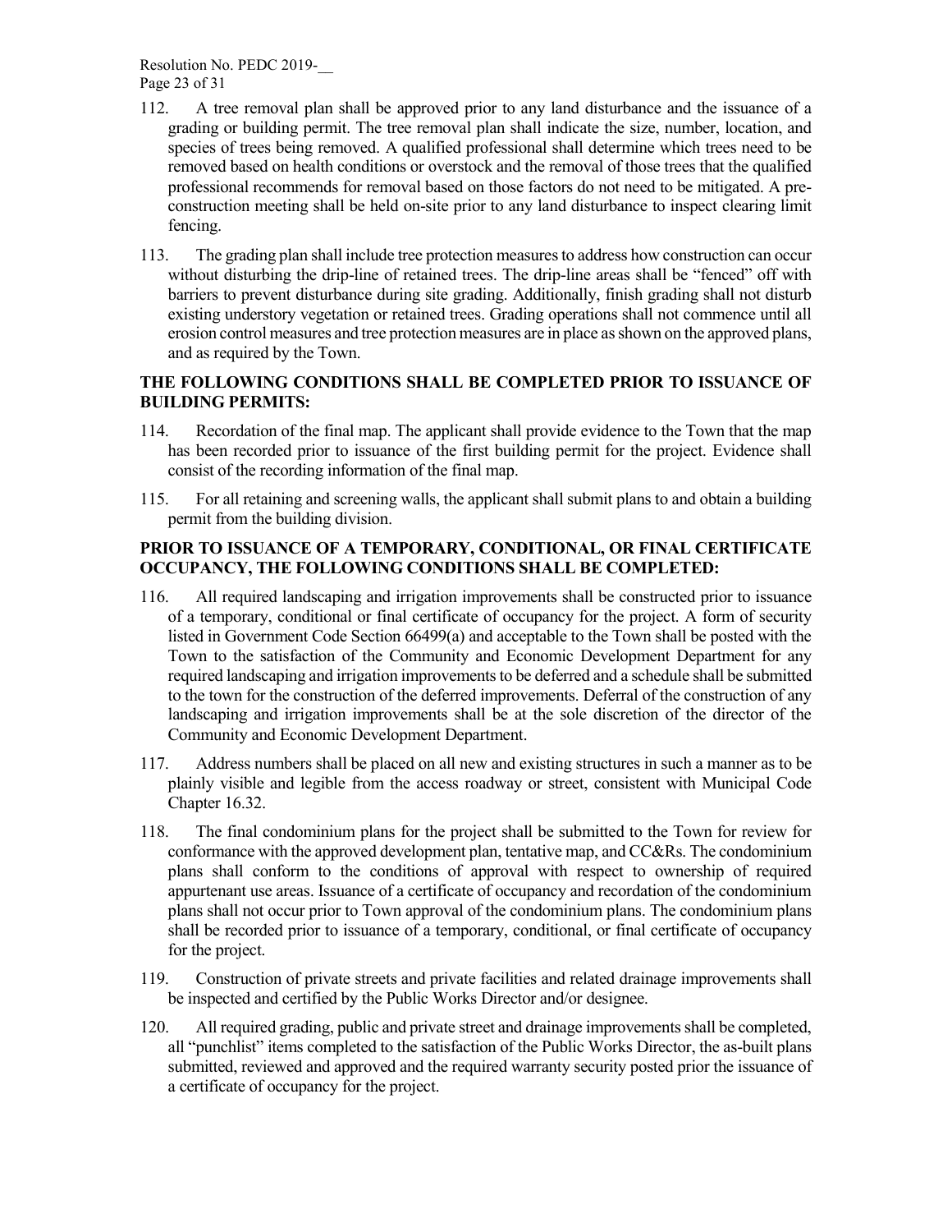112. A tree removal plan shall be approved prior to any land disturbance and the issuance of a grading or building permit. The tree removal plan shall indicate the size, number, location, and species of trees being removed. A qualified professional shall determine which trees need to be removed based on health conditions or overstock and the removal of those trees that the qualified professional recommends for removal based on those factors do not need to be mitigated. A pre-construction meeting shall be held on-site prior to any land disturbance to inspect clearing limit fencing.

113. The grading plan shall include tree protection measures to address how construction can occur without disturbing the drip-line of retained trees. The drip-line areas shall be "fenced" off with barriers to prevent disturbance during site grading. Additionally, finish grading shall not disturb existing understory vegetation or retained trees. Grading operations shall not commence until all erosion control measures and tree protection measures are in place as shown on the approved plans, and as required by the Town.

**THE FOLLOWING CONDITIONS SHALL BE COMPLETED PRIOR TO ISSUANCE OF BUILDING PERMITS:**

114. Recordation of the final map. The applicant shall provide evidence to the Town that the map has been recorded prior to issuance of the first building permit for the project. Evidence shall consist of the recording information of the final map.

115. For all retaining and screening walls, the applicant shall submit plans to and obtain a building permit from the building division.

**PRIOR TO ISSUANCE OF A TEMPORARY, CONDITIONAL, OR FINAL CERTIFICATE OCCUPANCY, THE FOLLOWING CONDITIONS SHALL BE COMPLETED:**

116. All required landscaping and irrigation improvements shall be constructed prior to issuance of a temporary, conditional or final certificate of occupancy for the project. A form of security listed in Government Code Section 66499(a) and acceptable to the Town shall be posted with the Town to the satisfaction of the Community and Economic Development Department for any required landscaping and irrigation improvements to be deferred and a schedule shall be submitted to the town for the construction of the deferred improvements. Deferral of the construction of any landscaping and irrigation improvements shall be at the sole discretion of the director of the Community and Economic Development Department.

117. Address numbers shall be placed on all new and existing structures in such a manner as to be plainly visible and legible from the access roadway or street, consistent with Municipal Code Chapter 16.32.

118. The final condominium plans for the project shall be submitted to the Town for review for conformance with the approved development plan, tentative map, and CC&Rs. The condominium plans shall conform to the conditions of approval with respect to ownership of required appurtenant use areas. Issuance of a certificate of occupancy and recordation of the condominium plans shall not occur prior to Town approval of the condominium plans. The condominium plans shall be recorded prior to issuance of a temporary, conditional, or final certificate of occupancy for the project.

119. Construction of private streets and private facilities and related drainage improvements shall be inspected and certified by the Public Works Director and/or designee.

120. All required grading, public and private street and drainage improvements shall be completed, all "punchlist" items completed to the satisfaction of the Public Works Director, the as-built plans submitted, reviewed and approved and the required warranty security posted prior the issuance of a certificate of occupancy for the project.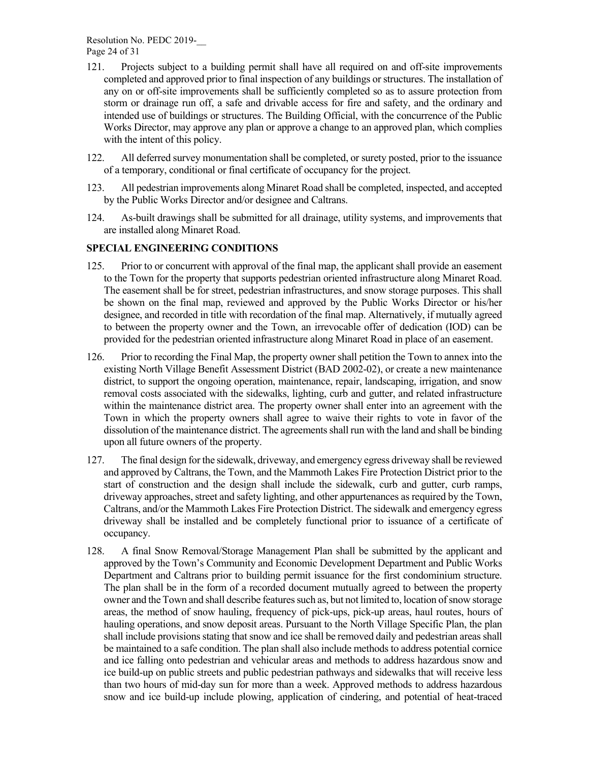121. Projects subject to a building permit shall have all required on and off-site improvements completed and approved prior to final inspection of any buildings or structures. The installation of any on or off-site improvements shall be sufficiently completed so as to assure protection from storm or drainage run off, a safe and drivable access for fire and safety, and the ordinary and intended use of buildings or structures. The Building Official, with the concurrence of the Public Works Director, may approve any plan or approve a change to an approved plan, which complies with the intent of this policy.

122. All deferred survey monumentation shall be completed, or surety posted, prior to the issuance of a temporary, conditional or final certificate of occupancy for the project.

123. All pedestrian improvements along Minaret Road shall be completed, inspected, and accepted by the Public Works Director and/or designee and Caltrans.

124. As-built drawings shall be submitted for all drainage, utility systems, and improvements that are installed along Minaret Road.

**SPECIAL ENGINEERING CONDITIONS**

125. Prior to or concurrent with approval of the final map, the applicant shall provide an easement to the Town for the property that supports pedestrian oriented infrastructure along Minaret Road. The easement shall be for street, pedestrian infrastructures, and snow storage purposes. This shall be shown on the final map, reviewed and approved by the Public Works Director or his/her designee, and recorded in title with recordation of the final map. Alternatively, if mutually agreed to between the property owner and the Town, an irrevocable offer of dedication (IOD) can be provided for the pedestrian oriented infrastructure along Minaret Road in place of an easement.

126. Prior to recording the Final Map, the property owner shall petition the Town to annex into the existing North Village Benefit Assessment District (BAD 2002-02), or create a new maintenance district, to support the ongoing operation, maintenance, repair, landscaping, irrigation, and snow removal costs associated with the sidewalks, lighting, curb and gutter, and related infrastructure within the maintenance district area. The property owner shall enter into an agreement with the Town in which the property owners shall agree to waive their rights to vote in favor of the dissolution of the maintenance district. The agreements shall run with the land and shall be binding upon all future owners of the property.

127. The final design for the sidewalk, driveway, and emergency egress driveway shall be reviewed and approved by Caltrans, the Town, and the Mammoth Lakes Fire Protection District prior to the start of construction and the design shall include the sidewalk, curb and gutter, curb ramps, driveway approaches, street and safety lighting, and other appurtenances as required by the Town, Caltrans, and/or the Mammoth Lakes Fire Protection District. The sidewalk and emergency egress driveway shall be installed and be completely functional prior to issuance of a certificate of occupancy.

128. A final Snow Removal/Storage Management Plan shall be submitted by the applicant and approved by the Town's Community and Economic Development Department and Public Works Department and Caltrans prior to building permit issuance for the first condominium structure. The plan shall be in the form of a recorded document mutually agreed to between the property owner and the Town and shall describe features such as, but not limited to, location of snow storage areas, the method of snow hauling, frequency of pick-ups, pick-up areas, haul routes, hours of hauling operations, and snow deposit areas. Pursuant to the North Village Specific Plan, the plan shall include provisions stating that snow and ice shall be removed daily and pedestrian areas shall be maintained to a safe condition. The plan shall also include methods to address potential cornice and ice falling onto pedestrian and vehicular areas and methods to address hazardous snow and ice build-up on public streets and public pedestrian pathways and sidewalks that will receive less than two hours of mid-day sun for more than a week. Approved methods to address hazardous snow and ice build-up include plowing, application of cindering, and potential of heat-traced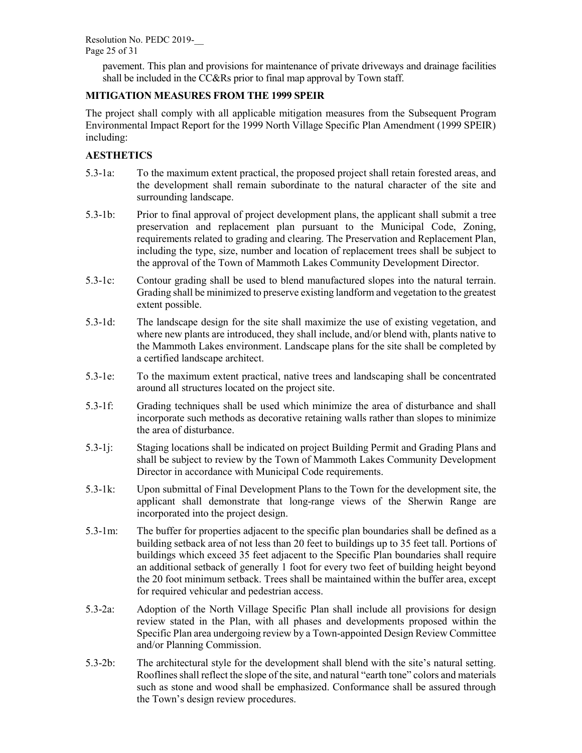pavement. This plan and provisions for maintenance of private driveways and drainage facilities shall be included in the CC&Rs prior to final map approval by Town staff.

## MITIGATION MEASURES FROM THE 1999 SPEIR

The project shall comply with all applicable mitigation measures from the Subsequent Program Environmental Impact Report for the 1999 North Village Specific Plan Amendment (1999 SPEIR) including:

## AESTHETICS

5.3-1a: To the maximum extent practical, the proposed project shall retain forested areas, and the development shall remain subordinate to the natural character of the site and surrounding landscape.

5.3-1b: Prior to final approval of project development plans, the applicant shall submit a tree preservation and replacement plan pursuant to the Municipal Code, Zoning, requirements related to grading and clearing. The Preservation and Replacement Plan, including the type, size, number and location of replacement trees shall be subject to the approval of the Town of Mammoth Lakes Community Development Director.

5.3-1c: Contour grading shall be used to blend manufactured slopes into the natural terrain. Grading shall be minimized to preserve existing landform and vegetation to the greatest extent possible.

5.3-1d: The landscape design for the site shall maximize the use of existing vegetation, and where new plants are introduced, they shall include, and/or blend with, plants native to the Mammoth Lakes environment. Landscape plans for the site shall be completed by a certified landscape architect.

5.3-1e: To the maximum extent practical, native trees and landscaping shall be concentrated around all structures located on the project site.

5.3-1f: Grading techniques shall be used which minimize the area of disturbance and shall incorporate such methods as decorative retaining walls rather than slopes to minimize the area of disturbance.

5.3-1j: Staging locations shall be indicated on project Building Permit and Grading Plans and shall be subject to review by the Town of Mammoth Lakes Community Development Director in accordance with Municipal Code requirements.

5.3-1k: Upon submittal of Final Development Plans to the Town for the development site, the applicant shall demonstrate that long-range views of the Sherwin Range are incorporated into the project design.

5.3-1m: The buffer for properties adjacent to the specific plan boundaries shall be defined as a building setback area of not less than 20 feet to buildings up to 35 feet tall. Portions of buildings which exceed 35 feet adjacent to the Specific Plan boundaries shall require an additional setback of generally 1 foot for every two feet of building height beyond the 20 foot minimum setback. Trees shall be maintained within the buffer area, except for required vehicular and pedestrian access.

5.3-2a: Adoption of the North Village Specific Plan shall include all provisions for design review stated in the Plan, with all phases and developments proposed within the Specific Plan area undergoing review by a Town-appointed Design Review Committee and/or Planning Commission.

5.3-2b: The architectural style for the development shall blend with the site's natural setting. Rooflines shall reflect the slope of the site, and natural "earth tone" colors and materials such as stone and wood shall be emphasized. Conformance shall be assured through the Town's design review procedures.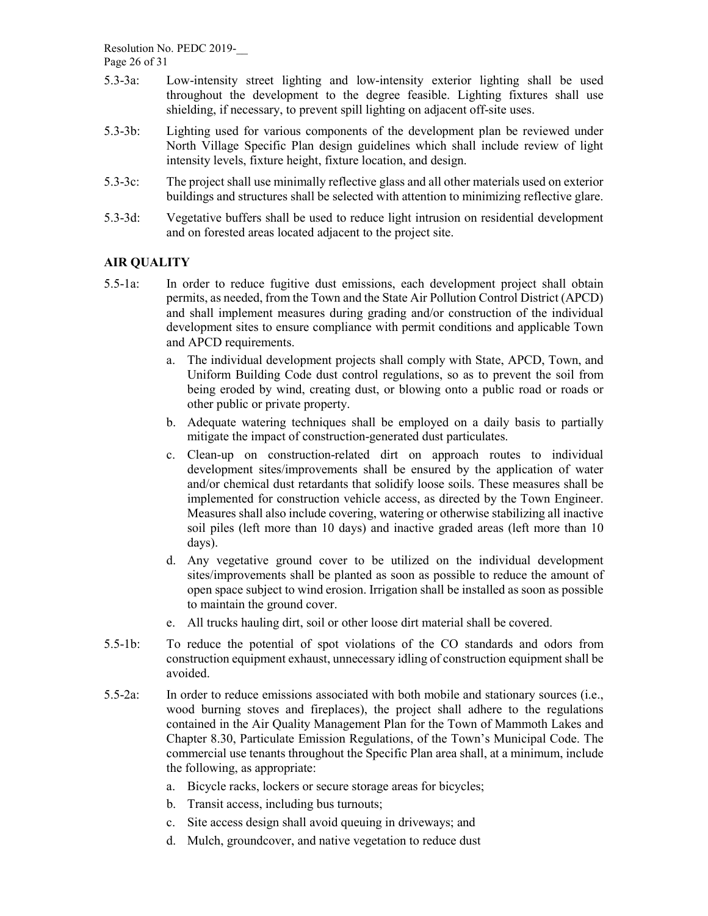5.3-3a: Low-intensity street lighting and low-intensity exterior lighting shall be used throughout the development to the degree feasible. Lighting fixtures shall use shielding, if necessary, to prevent spill lighting on adjacent off-site uses.

5.3-3b: Lighting used for various components of the development plan be reviewed under North Village Specific Plan design guidelines which shall include review of light intensity levels, fixture height, fixture location, and design.

5.3-3c: The project shall use minimally reflective glass and all other materials used on exterior buildings and structures shall be selected with attention to minimizing reflective glare.

5.3-3d: Vegetative buffers shall be used to reduce light intrusion on residential development and on forested areas located adjacent to the project site.

**AIR QUALITY**

5.5-1a: In order to reduce fugitive dust emissions, each development project shall obtain permits, as needed, from the Town and the State Air Pollution Control District (APCD) and shall implement measures during grading and/or construction of the individual development sites to ensure compliance with permit conditions and applicable Town and APCD requirements.

a. The individual development projects shall comply with State, APCD, Town, and Uniform Building Code dust control regulations, so as to prevent the soil from being eroded by wind, creating dust, or blowing onto a public road or roads or other public or private property.

b. Adequate watering techniques shall be employed on a daily basis to partially mitigate the impact of construction-generated dust particulates.

c. Clean-up on construction-related dirt on approach routes to individual development sites/improvements shall be ensured by the application of water and/or chemical dust retardants that solidify loose soils. These measures shall be implemented for construction vehicle access, as directed by the Town Engineer. Measures shall also include covering, watering or otherwise stabilizing all inactive soil piles (left more than 10 days) and inactive graded areas (left more than 10 days).

d. Any vegetative ground cover to be utilized on the individual development sites/improvements shall be planted as soon as possible to reduce the amount of open space subject to wind erosion. Irrigation shall be installed as soon as possible to maintain the ground cover.

e. All trucks hauling dirt, soil or other loose dirt material shall be covered.

5.5-1b: To reduce the potential of spot violations of the CO standards and odors from construction equipment exhaust, unnecessary idling of construction equipment shall be avoided.

5.5-2a: In order to reduce emissions associated with both mobile and stationary sources (i.e., wood burning stoves and fireplaces), the project shall adhere to the regulations contained in the Air Quality Management Plan for the Town of Mammoth Lakes and Chapter 8.30, Particulate Emission Regulations, of the Town's Municipal Code. The commercial use tenants throughout the Specific Plan area shall, at a minimum, include the following, as appropriate:

a. Bicycle racks, lockers or secure storage areas for bicycles;

b. Transit access, including bus turnouts;

c. Site access design shall avoid queuing in driveways; and

d. Mulch, groundcover, and native vegetation to reduce dust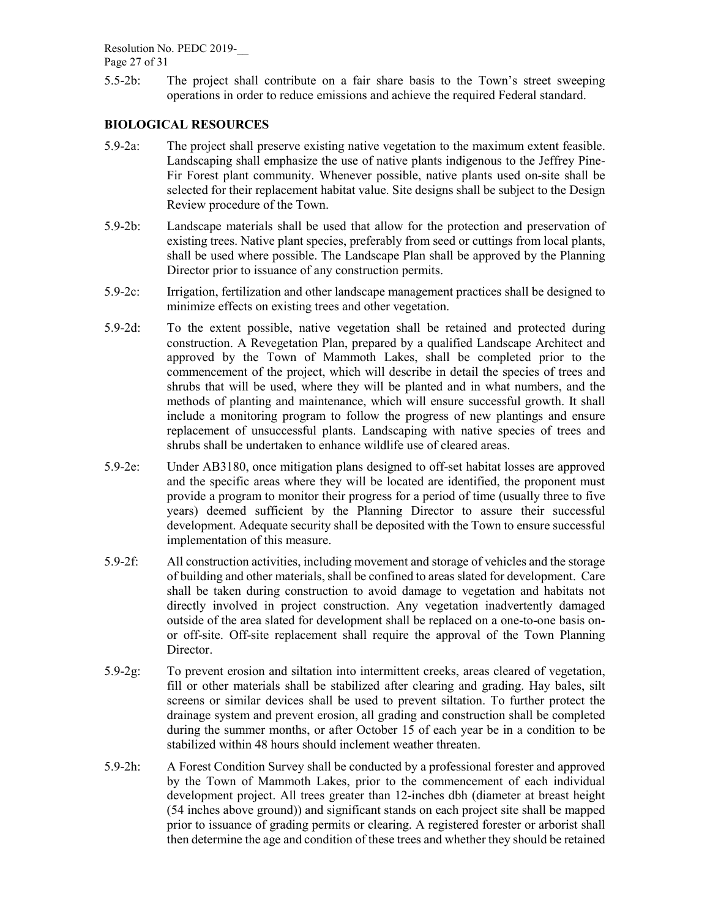5.5-2b: The project shall contribute on a fair share basis to the Town's street sweeping operations in order to reduce emissions and achieve the required Federal standard.

**BIOLOGICAL RESOURCES**

5.9-2a: The project shall preserve existing native vegetation to the maximum extent feasible. Landscaping shall emphasize the use of native plants indigenous to the Jeffrey Pine-Fir Forest plant community. Whenever possible, native plants used on-site shall be selected for their replacement habitat value. Site designs shall be subject to the Design Review procedure of the Town.

5.9-2b: Landscape materials shall be used that allow for the protection and preservation of existing trees. Native plant species, preferably from seed or cuttings from local plants, shall be used where possible. The Landscape Plan shall be approved by the Planning Director prior to issuance of any construction permits.

5.9-2c: Irrigation, fertilization and other landscape management practices shall be designed to minimize effects on existing trees and other vegetation.

5.9-2d: To the extent possible, native vegetation shall be retained and protected during construction. A Revegetation Plan, prepared by a qualified Landscape Architect and approved by the Town of Mammoth Lakes, shall be completed prior to the commencement of the project, which will describe in detail the species of trees and shrubs that will be used, where they will be planted and in what numbers, and the methods of planting and maintenance, which will ensure successful growth. It shall include a monitoring program to follow the progress of new plantings and ensure replacement of unsuccessful plants. Landscaping with native species of trees and shrubs shall be undertaken to enhance wildlife use of cleared areas.

5.9-2e: Under AB3180, once mitigation plans designed to off-set habitat losses are approved and the specific areas where they will be located are identified, the proponent must provide a program to monitor their progress for a period of time (usually three to five years) deemed sufficient by the Planning Director to assure their successful development. Adequate security shall be deposited with the Town to ensure successful implementation of this measure.

5.9-2f: All construction activities, including movement and storage of vehicles and the storage of building and other materials, shall be confined to areas slated for development. Care shall be taken during construction to avoid damage to vegetation and habitats not directly involved in project construction. Any vegetation inadvertently damaged outside of the area slated for development shall be replaced on a one-to-one basis on- or off-site. Off-site replacement shall require the approval of the Town Planning Director.

5.9-2g: To prevent erosion and siltation into intermittent creeks, areas cleared of vegetation, fill or other materials shall be stabilized after clearing and grading. Hay bales, silt screens or similar devices shall be used to prevent siltation. To further protect the drainage system and prevent erosion, all grading and construction shall be completed during the summer months, or after October 15 of each year be in a condition to be stabilized within 48 hours should inclement weather threaten.

5.9-2h: A Forest Condition Survey shall be conducted by a professional forester and approved by the Town of Mammoth Lakes, prior to the commencement of each individual development project. All trees greater than 12-inches dbh (diameter at breast height (54 inches above ground)) and significant stands on each project site shall be mapped prior to issuance of grading permits or clearing. A registered forester or arborist shall then determine the age and condition of these trees and whether they should be retained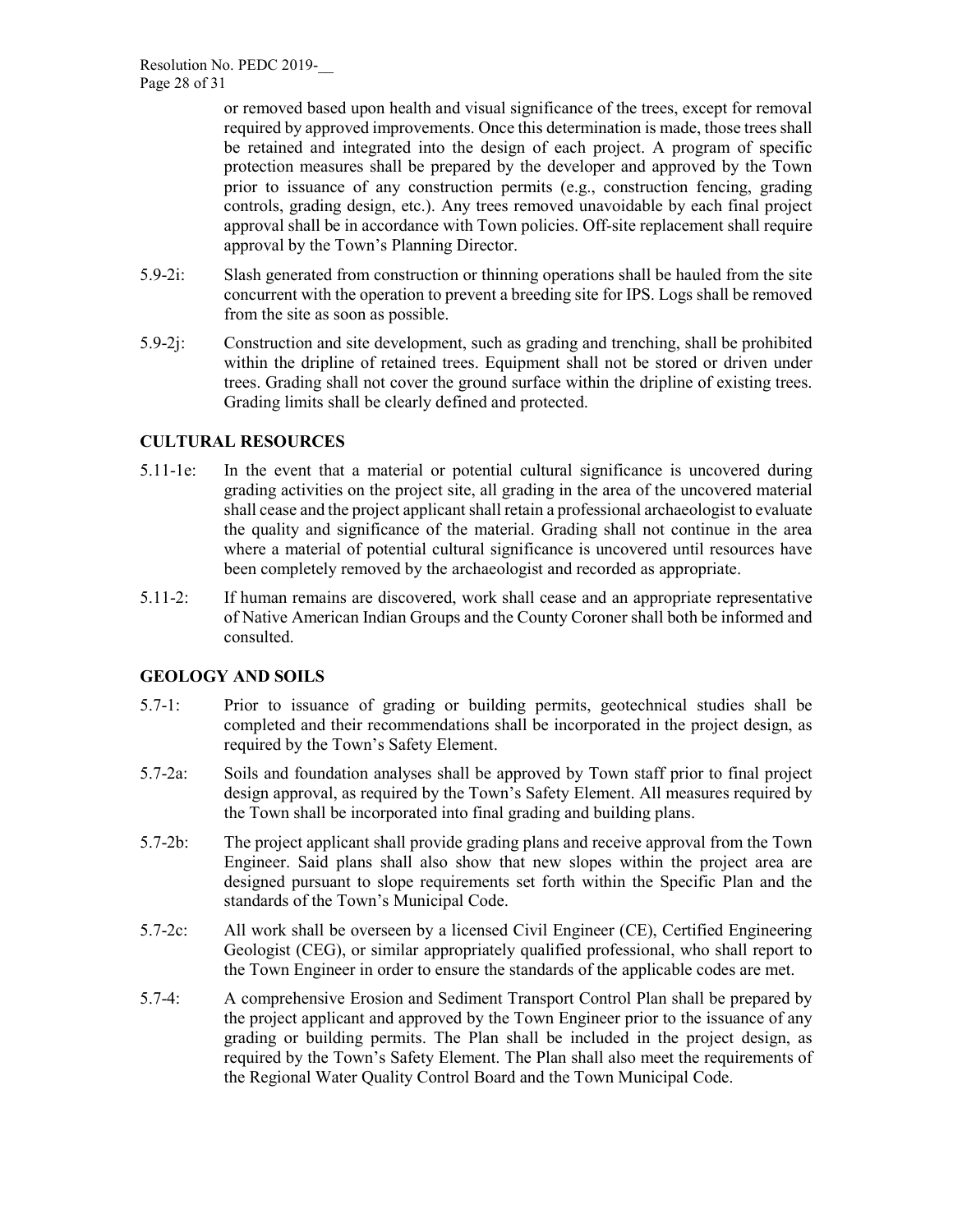or removed based upon health and visual significance of the trees, except for removal required by approved improvements. Once this determination is made, those trees shall be retained and integrated into the design of each project. A program of specific protection measures shall be prepared by the developer and approved by the Town prior to issuance of any construction permits (e.g., construction fencing, grading controls, grading design, etc.). Any trees removed unavoidable by each final project approval shall be in accordance with Town policies. Off-site replacement shall require approval by the Town's Planning Director.

5.9-2i: Slash generated from construction or thinning operations shall be hauled from the site concurrent with the operation to prevent a breeding site for IPS. Logs shall be removed from the site as soon as possible.

5.9-2j: Construction and site development, such as grading and trenching, shall be prohibited within the dripline of retained trees. Equipment shall not be stored or driven under trees. Grading shall not cover the ground surface within the dripline of existing trees. Grading limits shall be clearly defined and protected.

## CULTURAL RESOURCES

5.11-1e: In the event that a material or potential cultural significance is uncovered during grading activities on the project site, all grading in the area of the uncovered material shall cease and the project applicant shall retain a professional archaeologist to evaluate the quality and significance of the material. Grading shall not continue in the area where a material of potential cultural significance is uncovered until resources have been completely removed by the archaeologist and recorded as appropriate.

5.11-2: If human remains are discovered, work shall cease and an appropriate representative of Native American Indian Groups and the County Coroner shall both be informed and consulted.

## GEOLOGY AND SOILS

5.7-1: Prior to issuance of grading or building permits, geotechnical studies shall be completed and their recommendations shall be incorporated in the project design, as required by the Town's Safety Element.

5.7-2a: Soils and foundation analyses shall be approved by Town staff prior to final project design approval, as required by the Town's Safety Element. All measures required by the Town shall be incorporated into final grading and building plans.

5.7-2b: The project applicant shall provide grading plans and receive approval from the Town Engineer. Said plans shall also show that new slopes within the project area are designed pursuant to slope requirements set forth within the Specific Plan and the standards of the Town's Municipal Code.

5.7-2c: All work shall be overseen by a licensed Civil Engineer (CE), Certified Engineering Geologist (CEG), or similar appropriately qualified professional, who shall report to the Town Engineer in order to ensure the standards of the applicable codes are met.

5.7-4: A comprehensive Erosion and Sediment Transport Control Plan shall be prepared by the project applicant and approved by the Town Engineer prior to the issuance of any grading or building permits. The Plan shall be included in the project design, as required by the Town's Safety Element. The Plan shall also meet the requirements of the Regional Water Quality Control Board and the Town Municipal Code.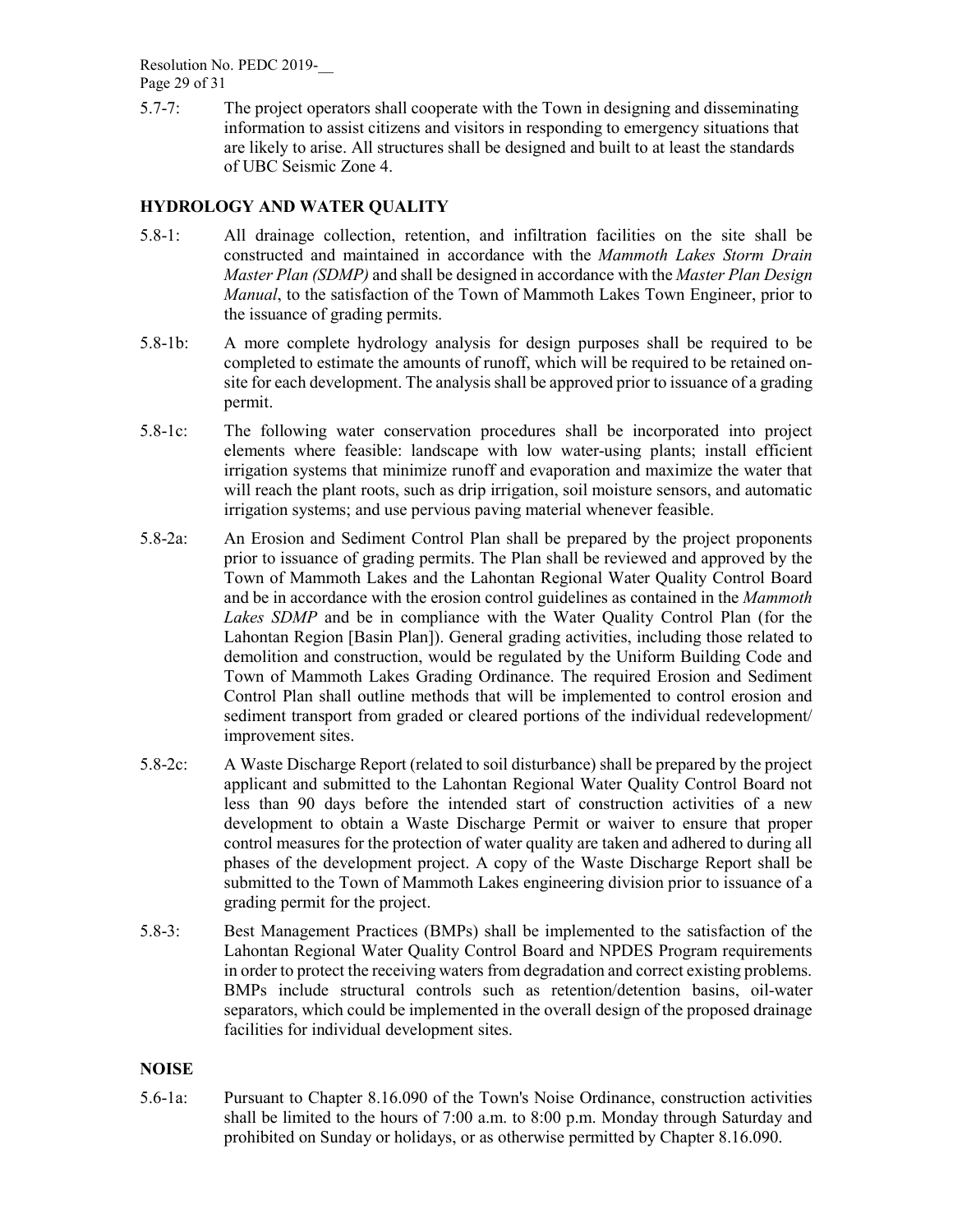5.7-7: The project operators shall cooperate with the Town in designing and disseminating information to assist citizens and visitors in responding to emergency situations that are likely to arise. All structures shall be designed and built to at least the standards of UBC Seismic Zone 4.

## HYDROLOGY AND WATER QUALITY

5.8-1: All drainage collection, retention, and infiltration facilities on the site shall be constructed and maintained in accordance with the *Mammoth Lakes Storm Drain Master Plan (SDMP)* and shall be designed in accordance with the *Master Plan Design Manual*, to the satisfaction of the Town of Mammoth Lakes Town Engineer, prior to the issuance of grading permits.

5.8-1b: A more complete hydrology analysis for design purposes shall be required to be completed to estimate the amounts of runoff, which will be required to be retained on-site for each development. The analysis shall be approved prior to issuance of a grading permit.

5.8-1c: The following water conservation procedures shall be incorporated into project elements where feasible: landscape with low water-using plants; install efficient irrigation systems that minimize runoff and evaporation and maximize the water that will reach the plant roots, such as drip irrigation, soil moisture sensors, and automatic irrigation systems; and use pervious paving material whenever feasible.

5.8-2a: An Erosion and Sediment Control Plan shall be prepared by the project proponents prior to issuance of grading permits. The Plan shall be reviewed and approved by the Town of Mammoth Lakes and the Lahontan Regional Water Quality Control Board and be in accordance with the erosion control guidelines as contained in the *Mammoth Lakes SDMP* and be in compliance with the Water Quality Control Plan (for the Lahontan Region [Basin Plan]). General grading activities, including those related to demolition and construction, would be regulated by the Uniform Building Code and Town of Mammoth Lakes Grading Ordinance. The required Erosion and Sediment Control Plan shall outline methods that will be implemented to control erosion and sediment transport from graded or cleared portions of the individual redevelopment/ improvement sites.

5.8-2c: A Waste Discharge Report (related to soil disturbance) shall be prepared by the project applicant and submitted to the Lahontan Regional Water Quality Control Board not less than 90 days before the intended start of construction activities of a new development to obtain a Waste Discharge Permit or waiver to ensure that proper control measures for the protection of water quality are taken and adhered to during all phases of the development project. A copy of the Waste Discharge Report shall be submitted to the Town of Mammoth Lakes engineering division prior to issuance of a grading permit for the project.

5.8-3: Best Management Practices (BMPs) shall be implemented to the satisfaction of the Lahontan Regional Water Quality Control Board and NPDES Program requirements in order to protect the receiving waters from degradation and correct existing problems. BMPs include structural controls such as retention/detention basins, oil-water separators, which could be implemented in the overall design of the proposed drainage facilities for individual development sites.

## NOISE

5.6-1a: Pursuant to Chapter 8.16.090 of the Town's Noise Ordinance, construction activities shall be limited to the hours of 7:00 a.m. to 8:00 p.m. Monday through Saturday and prohibited on Sunday or holidays, or as otherwise permitted by Chapter 8.16.090.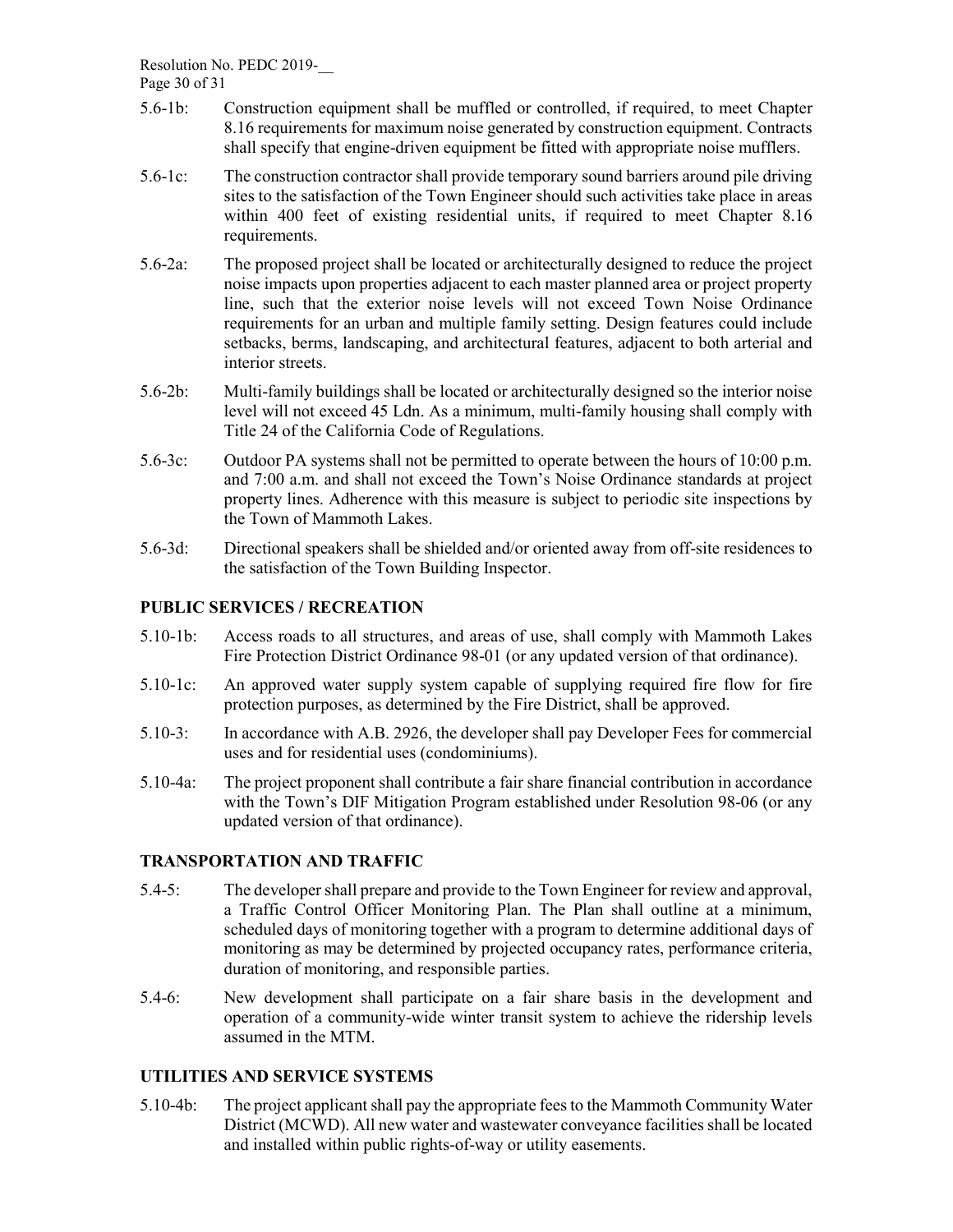5.6-1b: Construction equipment shall be muffled or controlled, if required, to meet Chapter 8.16 requirements for maximum noise generated by construction equipment. Contracts shall specify that engine-driven equipment be fitted with appropriate noise mufflers.

5.6-1c: The construction contractor shall provide temporary sound barriers around pile driving sites to the satisfaction of the Town Engineer should such activities take place in areas within 400 feet of existing residential units, if required to meet Chapter 8.16 requirements.

5.6-2a: The proposed project shall be located or architecturally designed to reduce the project noise impacts upon properties adjacent to each master planned area or project property line, such that the exterior noise levels will not exceed Town Noise Ordinance requirements for an urban and multiple family setting. Design features could include setbacks, berms, landscaping, and architectural features, adjacent to both arterial and interior streets.

5.6-2b: Multi-family buildings shall be located or architecturally designed so the interior noise level will not exceed 45 Ldn. As a minimum, multi-family housing shall comply with Title 24 of the California Code of Regulations.

5.6-3c: Outdoor PA systems shall not be permitted to operate between the hours of 10:00 p.m. and 7:00 a.m. and shall not exceed the Town's Noise Ordinance standards at project property lines. Adherence with this measure is subject to periodic site inspections by the Town of Mammoth Lakes.

5.6-3d: Directional speakers shall be shielded and/or oriented away from off-site residences to the satisfaction of the Town Building Inspector.

## PUBLIC SERVICES / RECREATION

5.10-1b: Access roads to all structures, and areas of use, shall comply with Mammoth Lakes Fire Protection District Ordinance 98-01 (or any updated version of that ordinance).

5.10-1c: An approved water supply system capable of supplying required fire flow for fire protection purposes, as determined by the Fire District, shall be approved.

5.10-3: In accordance with A.B. 2926, the developer shall pay Developer Fees for commercial uses and for residential uses (condominiums).

5.10-4a: The project proponent shall contribute a fair share financial contribution in accordance with the Town's DIF Mitigation Program established under Resolution 98-06 (or any updated version of that ordinance).

## TRANSPORTATION AND TRAFFIC

5.4-5: The developer shall prepare and provide to the Town Engineer for review and approval, a Traffic Control Officer Monitoring Plan. The Plan shall outline at a minimum, scheduled days of monitoring together with a program to determine additional days of monitoring as may be determined by projected occupancy rates, performance criteria, duration of monitoring, and responsible parties.

5.4-6: New development shall participate on a fair share basis in the development and operation of a community-wide winter transit system to achieve the ridership levels assumed in the MTM.

## UTILITIES AND SERVICE SYSTEMS

5.10-4b: The project applicant shall pay the appropriate fees to the Mammoth Community Water District (MCWD). All new water and wastewater conveyance facilities shall be located and installed within public rights-of-way or utility easements.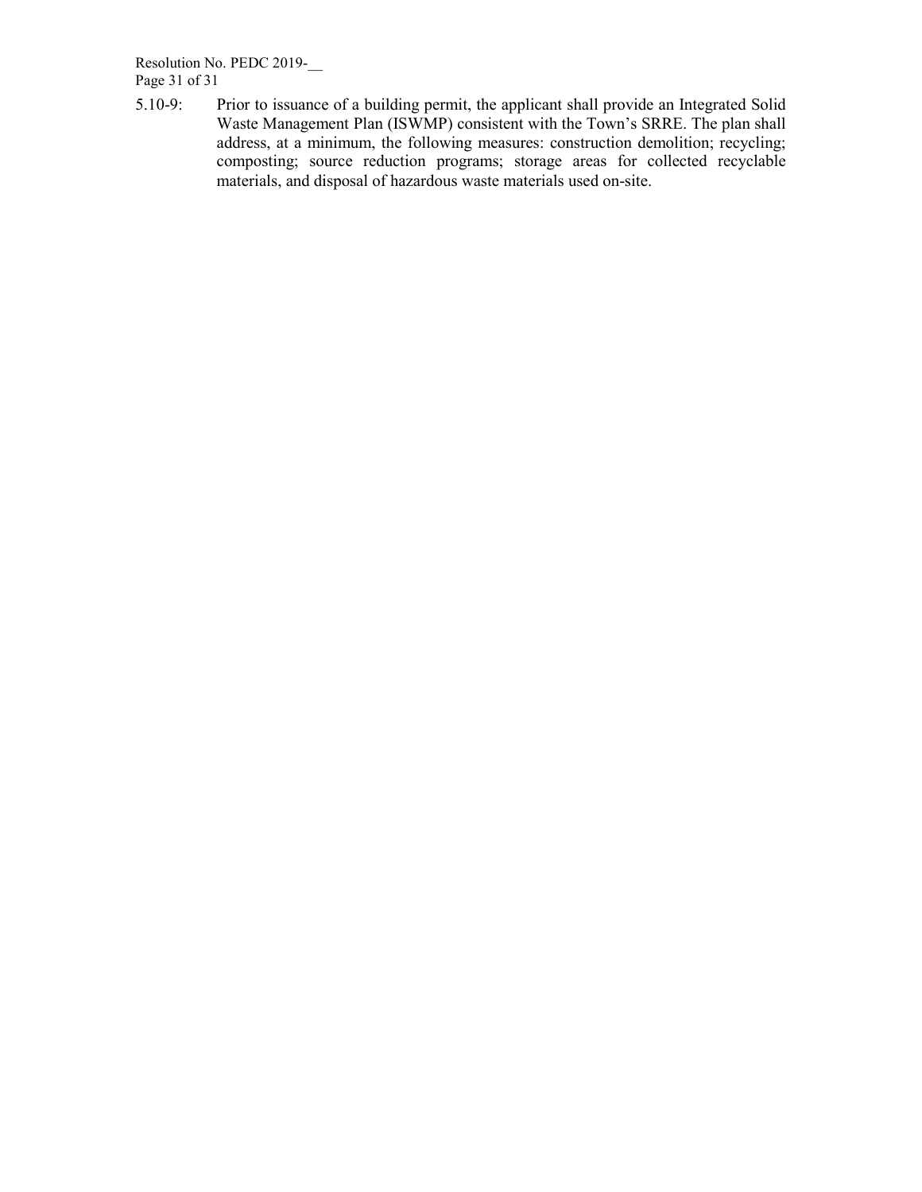5.10-9: Prior to issuance of a building permit, the applicant shall provide an Integrated Solid Waste Management Plan (ISWMP) consistent with the Town's SRRE. The plan shall address, at a minimum, the following measures: construction demolition; recycling; composting; source reduction programs; storage areas for collected recyclable materials, and disposal of hazardous waste materials used on-site.